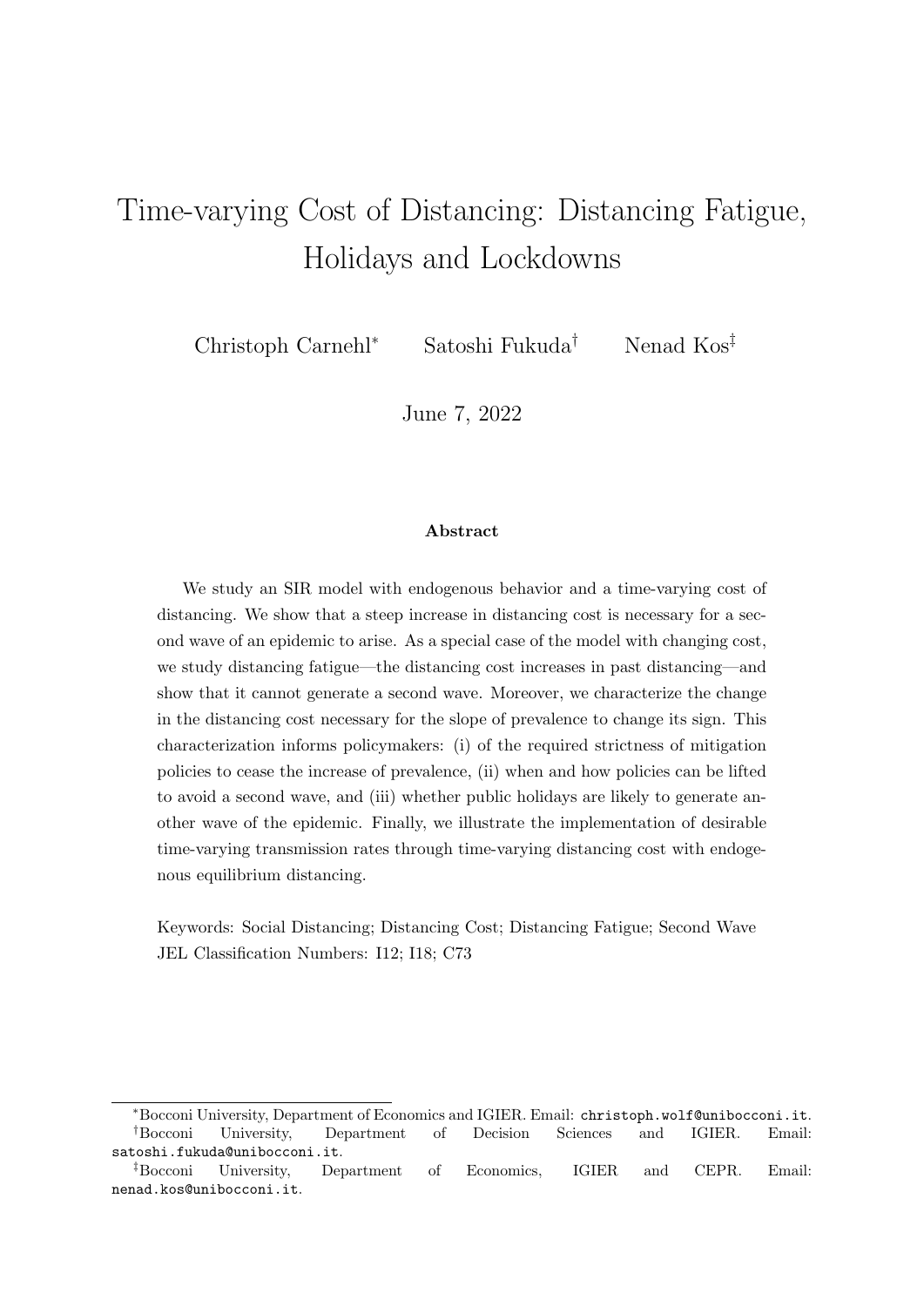# Time-varying Cost of Distancing: Distancing Fatigue, Holidays and Lockdowns

Christoph Carnehl[*] Satoshi Fukuda[†] Nenad Kos[‡]

June 7, 2022

**Abstract**

We study an SIR model with endogenous behavior and a time-varying cost of distancing. We show that a steep increase in distancing cost is necessary for a second wave of an epidemic to arise. As a special case of the model with changing cost, we study distancing fatigue—the distancing cost increases in past distancing—and show that it cannot generate a second wave. Moreover, we characterize the change in the distancing cost necessary for the slope of prevalence to change its sign. This characterization informs policymakers: (i) of the required strictness of mitigation policies to cease the increase of prevalence, (ii) when and how policies can be lifted to avoid a second wave, and (iii) whether public holidays are likely to generate another wave of the epidemic. Finally, we illustrate the implementation of desirable time-varying transmission rates through time-varying distancing cost with endogenous equilibrium distancing.

Keywords: Social Distancing; Distancing Cost; Distancing Fatigue; Second Wave
JEL Classification Numbers: I12; I18; C73

[*] Bocconi University, Department of Economics and IGIER. Email: christoph.wolf@unibocconi.it.

[†] Bocconi University, Department of Decision Sciences and IGIER. Email: satoshi.fukuda@unibocconi.it.

[‡] Bocconi University, Department of Economics, IGIER and CEPR. Email: nenad.kos@unibocconi.it.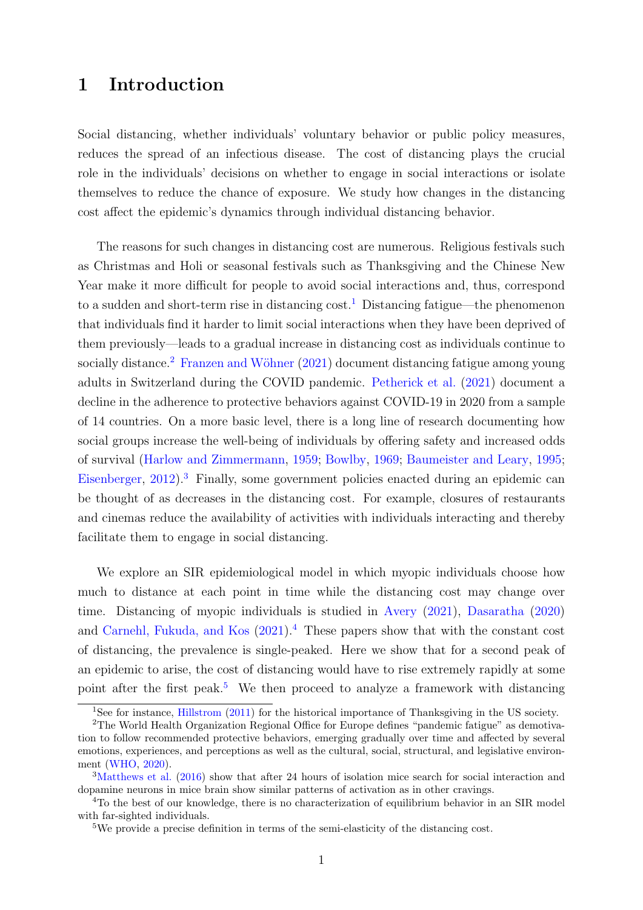# 1 Introduction

Social distancing, whether individuals' voluntary behavior or public policy measures, reduces the spread of an infectious disease. The cost of distancing plays the crucial role in the individuals' decisions on whether to engage in social interactions or isolate themselves to reduce the chance of exposure. We study how changes in the distancing cost affect the epidemic's dynamics through individual distancing behavior.

The reasons for such changes in distancing cost are numerous. Religious festivals such as Christmas and Holi or seasonal festivals such as Thanksgiving and the Chinese New Year make it more difficult for people to avoid social interactions and, thus, correspond to a sudden and short-term rise in distancing cost.[1] Distancing fatigue—the phenomenon that individuals find it harder to limit social interactions when they have been deprived of them previously—leads to a gradual increase in distancing cost as individuals continue to socially distance.[2] Franzen and Wöhner (2021) document distancing fatigue among young adults in Switzerland during the COVID pandemic. Petherick et al. (2021) document a decline in the adherence to protective behaviors against COVID-19 in 2020 from a sample of 14 countries. On a more basic level, there is a long line of research documenting how social groups increase the well-being of individuals by offering safety and increased odds of survival (Harlow and Zimmermann, 1959; Bowlby, 1969; Baumeister and Leary, 1995; Eisenberger, 2012).[3] Finally, some government policies enacted during an epidemic can be thought of as decreases in the distancing cost. For example, closures of restaurants and cinemas reduce the availability of activities with individuals interacting and thereby facilitate them to engage in social distancing.

We explore an SIR epidemiological model in which myopic individuals choose how much to distance at each point in time while the distancing cost may change over time. Distancing of myopic individuals is studied in Avery (2021), Dasaratha (2020) and Carnehl, Fukuda, and Kos (2021).[4] These papers show that with the constant cost of distancing, the prevalence is single-peaked. Here we show that for a second peak of an epidemic to arise, the cost of distancing would have to rise extremely rapidly at some point after the first peak.[5] We then proceed to analyze a framework with distancing

[1] See for instance, Hillstrom (2011) for the historical importance of Thanksgiving in the US society.

[2] The World Health Organization Regional Office for Europe defines "pandemic fatigue" as demotivation to follow recommended protective behaviors, emerging gradually over time and affected by several emotions, experiences, and perceptions as well as the cultural, social, structural, and legislative environment (WHO, 2020).

[3] Matthews et al. (2016) show that after 24 hours of isolation mice search for social interaction and dopamine neurons in mice brain show similar patterns of activation as in other cravings.

[4] To the best of our knowledge, there is no characterization of equilibrium behavior in an SIR model with far-sighted individuals.

[5] We provide a precise definition in terms of the semi-elasticity of the distancing cost.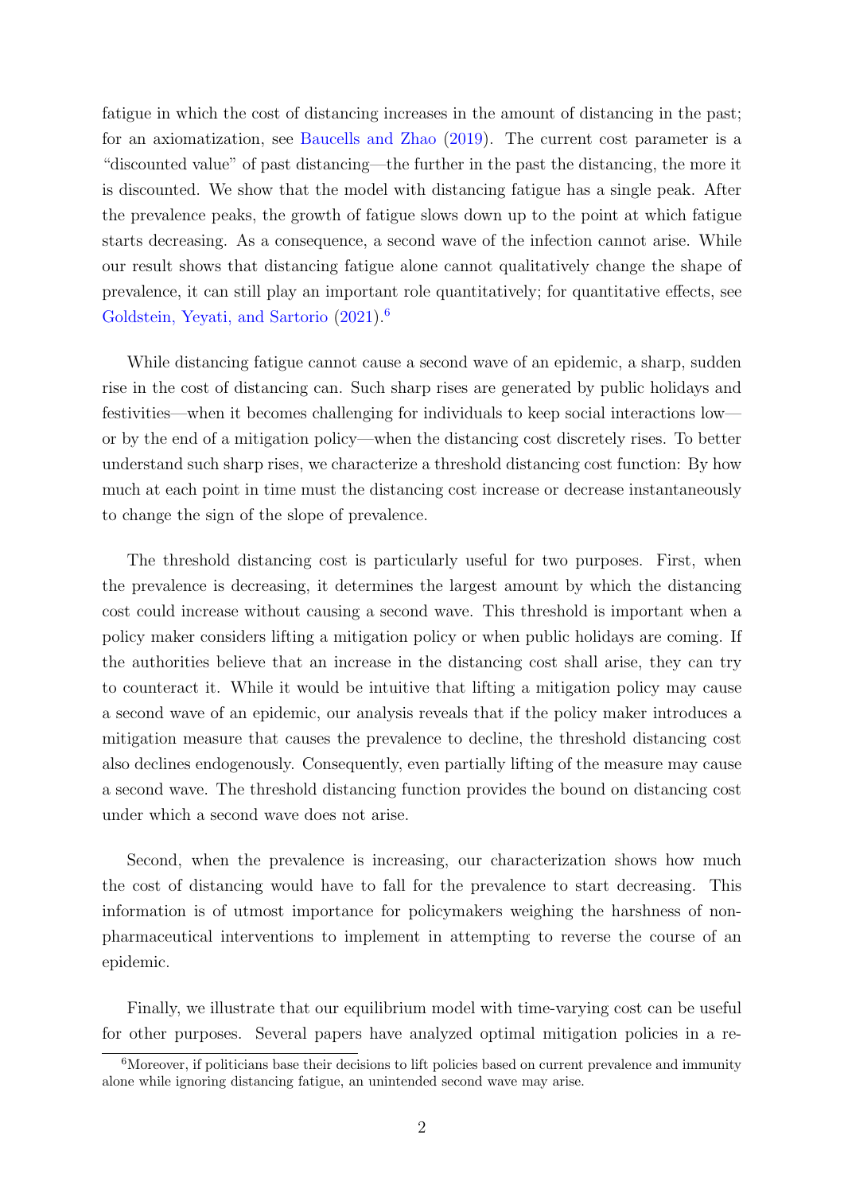fatigue in which the cost of distancing increases in the amount of distancing in the past; for an axiomatization, see Baucells and Zhao (2019). The current cost parameter is a "discounted value" of past distancing—the further in the past the distancing, the more it is discounted. We show that the model with distancing fatigue has a single peak. After the prevalence peaks, the growth of fatigue slows down up to the point at which fatigue starts decreasing. As a consequence, a second wave of the infection cannot arise. While our result shows that distancing fatigue alone cannot qualitatively change the shape of prevalence, it can still play an important role quantitatively; for quantitative effects, see Goldstein, Yeyati, and Sartorio (2021).[6]

While distancing fatigue cannot cause a second wave of an epidemic, a sharp, sudden rise in the cost of distancing can. Such sharp rises are generated by public holidays and festivities—when it becomes challenging for individuals to keep social interactions low—or by the end of a mitigation policy—when the distancing cost discretely rises. To better understand such sharp rises, we characterize a threshold distancing cost function: By how much at each point in time must the distancing cost increase or decrease instantaneously to change the sign of the slope of prevalence.

The threshold distancing cost is particularly useful for two purposes. First, when the prevalence is decreasing, it determines the largest amount by which the distancing cost could increase without causing a second wave. This threshold is important when a policy maker considers lifting a mitigation policy or when public holidays are coming. If the authorities believe that an increase in the distancing cost shall arise, they can try to counteract it. While it would be intuitive that lifting a mitigation policy may cause a second wave of an epidemic, our analysis reveals that if the policy maker introduces a mitigation measure that causes the prevalence to decline, the threshold distancing cost also declines endogenously. Consequently, even partially lifting of the measure may cause a second wave. The threshold distancing function provides the bound on distancing cost under which a second wave does not arise.

Second, when the prevalence is increasing, our characterization shows how much the cost of distancing would have to fall for the prevalence to start decreasing. This information is of utmost importance for policymakers weighing the harshness of non-pharmaceutical interventions to implement in attempting to reverse the course of an epidemic.

Finally, we illustrate that our equilibrium model with time-varying cost can be useful for other purposes. Several papers have analyzed optimal mitigation policies in a re-

[6] Moreover, if politicians base their decisions to lift policies based on current prevalence and immunity alone while ignoring distancing fatigue, an unintended second wave may arise.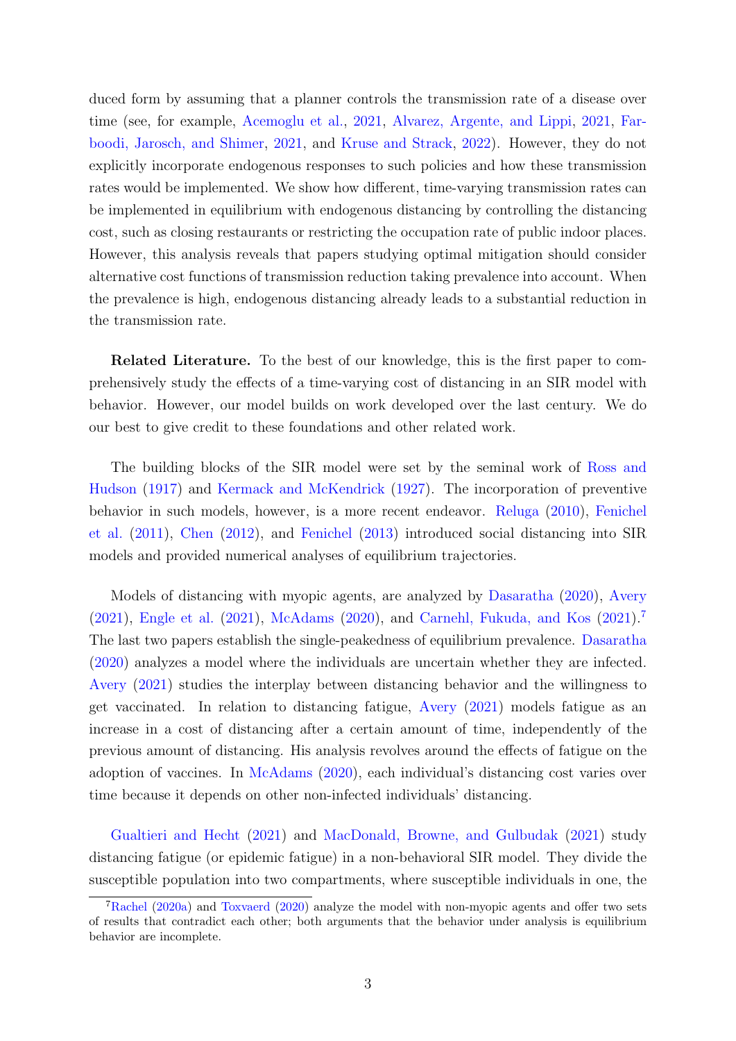duced form by assuming that a planner controls the transmission rate of a disease over time (see, for example, Acemoglu et al., 2021, Alvarez, Argente, and Lippi, 2021, Farboodi, Jarosch, and Shimer, 2021, and Kruse and Strack, 2022). However, they do not explicitly incorporate endogenous responses to such policies and how these transmission rates would be implemented. We show how different, time-varying transmission rates can be implemented in equilibrium with endogenous distancing by controlling the distancing cost, such as closing restaurants or restricting the occupation rate of public indoor places. However, this analysis reveals that papers studying optimal mitigation should consider alternative cost functions of transmission reduction taking prevalence into account. When the prevalence is high, endogenous distancing already leads to a substantial reduction in the transmission rate.

**Related Literature.** To the best of our knowledge, this is the first paper to comprehensively study the effects of a time-varying cost of distancing in an SIR model with behavior. However, our model builds on work developed over the last century. We do our best to give credit to these foundations and other related work.

The building blocks of the SIR model were set by the seminal work of Ross and Hudson (1917) and Kermack and McKendrick (1927). The incorporation of preventive behavior in such models, however, is a more recent endeavor. Reluga (2010), Fenichel et al. (2011), Chen (2012), and Fenichel (2013) introduced social distancing into SIR models and provided numerical analyses of equilibrium trajectories.

Models of distancing with myopic agents, are analyzed by Dasaratha (2020), Avery (2021), Engle et al. (2021), McAdams (2020), and Carnehl, Fukuda, and Kos (2021).[7] The last two papers establish the single-peakedness of equilibrium prevalence. Dasaratha (2020) analyzes a model where the individuals are uncertain whether they are infected. Avery (2021) studies the interplay between distancing behavior and the willingness to get vaccinated. In relation to distancing fatigue, Avery (2021) models fatigue as an increase in a cost of distancing after a certain amount of time, independently of the previous amount of distancing. His analysis revolves around the effects of fatigue on the adoption of vaccines. In McAdams (2020), each individual's distancing cost varies over time because it depends on other non-infected individuals' distancing.

Gualtieri and Hecht (2021) and MacDonald, Browne, and Gulbudak (2021) study distancing fatigue (or epidemic fatigue) in a non-behavioral SIR model. They divide the susceptible population into two compartments, where susceptible individuals in one, the

[7]Rachel (2020a) and Toxvaerd (2020) analyze the model with non-myopic agents and offer two sets of results that contradict each other; both arguments that the behavior under analysis is equilibrium behavior are incomplete.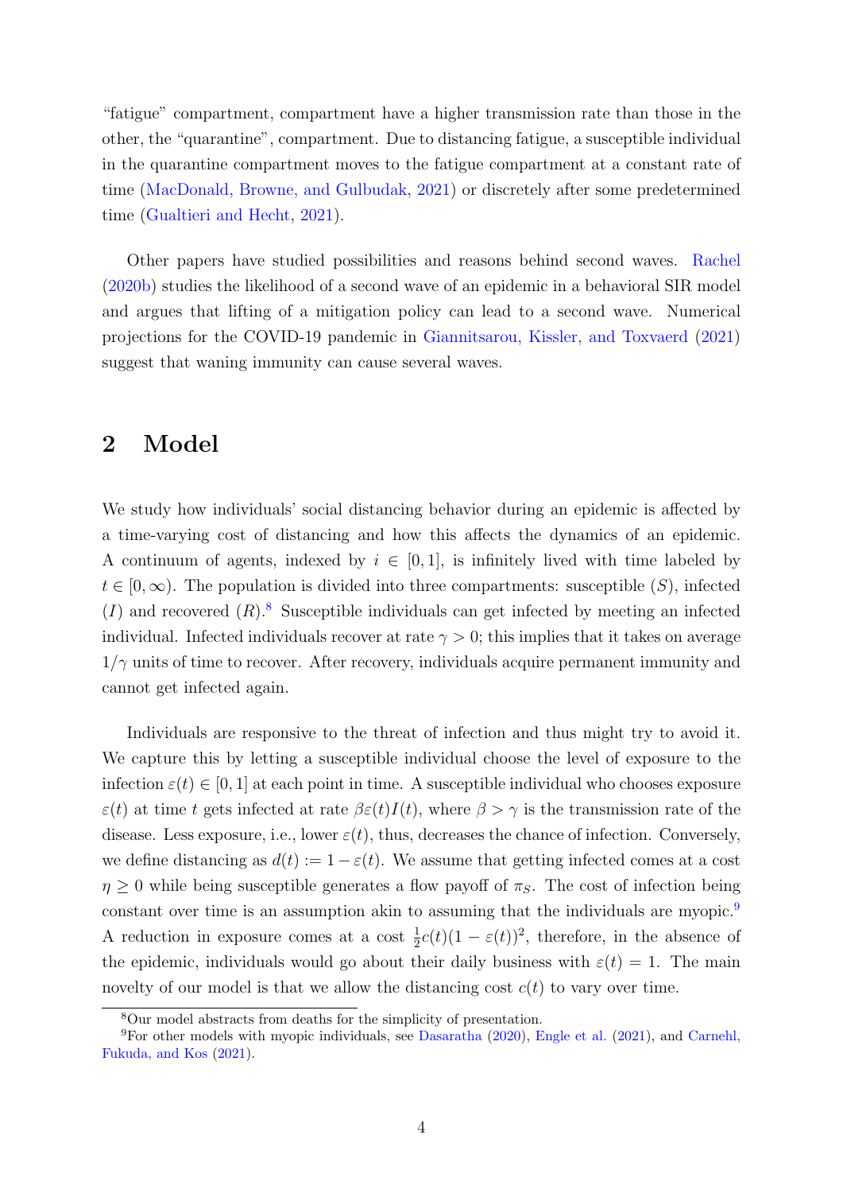"fatigue" compartment, compartment have a higher transmission rate than those in the other, the "quarantine", compartment. Due to distancing fatigue, a susceptible individual in the quarantine compartment moves to the fatigue compartment at a constant rate of time (MacDonald, Browne, and Gulbudak, 2021) or discretely after some predetermined time (Gualtieri and Hecht, 2021).

Other papers have studied possibilities and reasons behind second waves. Rachel (2020b) studies the likelihood of a second wave of an epidemic in a behavioral SIR model and argues that lifting of a mitigation policy can lead to a second wave. Numerical projections for the COVID-19 pandemic in Giannitsarou, Kissler, and Toxvaerd (2021) suggest that waning immunity can cause several waves.

## 2 Model

We study how individuals' social distancing behavior during an epidemic is affected by a time-varying cost of distancing and how this affects the dynamics of an epidemic. A continuum of agents, indexed by $i \in [0, 1]$, is infinitely lived with time labeled by $t \in [0, \infty)$. The population is divided into three compartments: susceptible ($S$), infected ($I$) and recovered ($R$).[8] Susceptible individuals can get infected by meeting an infected individual. Infected individuals recover at rate $\gamma > 0$; this implies that it takes on average $1/\gamma$ units of time to recover. After recovery, individuals acquire permanent immunity and cannot get infected again.

Individuals are responsive to the threat of infection and thus might try to avoid it. We capture this by letting a susceptible individual choose the level of exposure to the infection $\varepsilon(t) \in [0, 1]$ at each point in time. A susceptible individual who chooses exposure $\varepsilon(t)$ at time $t$ gets infected at rate $\beta\varepsilon(t)I(t)$, where $\beta > \gamma$ is the transmission rate of the disease. Less exposure, i.e., lower $\varepsilon(t)$, thus, decreases the chance of infection. Conversely, we define distancing as $d(t) := 1 - \varepsilon(t)$. We assume that getting infected comes at a cost $\eta \geq 0$ while being susceptible generates a flow payoff of $\pi_S$. The cost of infection being constant over time is an assumption akin to assuming that the individuals are myopic.[9] A reduction in exposure comes at a cost $\frac{1}{2}c(t)(1 - \varepsilon(t))^2$, therefore, in the absence of the epidemic, individuals would go about their daily business with $\varepsilon(t) = 1$. The main novelty of our model is that we allow the distancing cost $c(t)$ to vary over time.

[8] Our model abstracts from deaths for the simplicity of presentation.

[9] For other models with myopic individuals, see Dasaratha (2020), Engle et al. (2021), and Carnehl, Fukuda, and Kos (2021).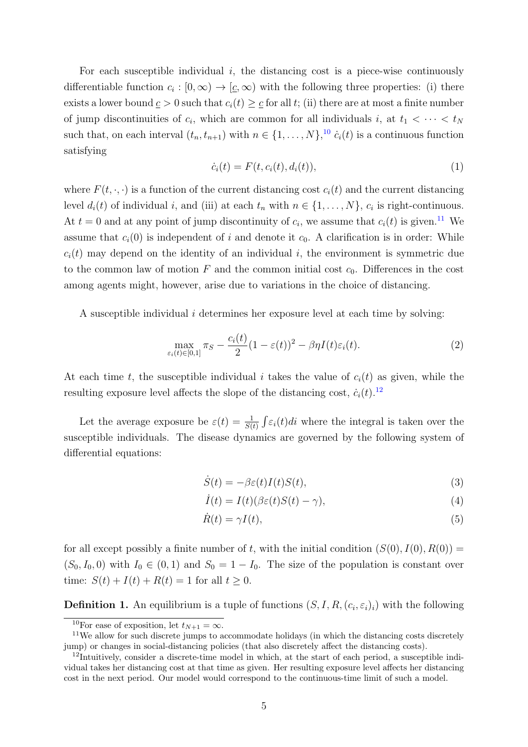For each susceptible individual $i$, the distancing cost is a piece-wise continuously differentiable function $c_i : [0, \infty) \to [\underline{c}, \infty)$ with the following three properties: (i) there exists a lower bound $\underline{c} > 0$ such that $c_i(t) \geq \underline{c}$ for all $t$; (ii) there are at most a finite number of jump discontinuities of $c_i$, which are common for all individuals $i$, at $t_1 < \cdots < t_N$ such that, on each interval $(t_n, t_{n+1})$ with $n \in \{1, \ldots, N\}$,[10] $\dot{c}_i(t)$ is a continuous function satisfying

$$\dot{c}_i(t) = F(t, c_i(t), d_i(t)), \tag{1}$$

where $F(t, \cdot, \cdot)$ is a function of the current distancing cost $c_i(t)$ and the current distancing level $d_i(t)$ of individual $i$, and (iii) at each $t_n$ with $n \in \{1, \ldots, N\}$, $c_i$ is right-continuous. At $t = 0$ and at any point of jump discontinuity of $c_i$, we assume that $c_i(t)$ is given.[11] We assume that $c_i(0)$ is independent of $i$ and denote it $c_0$. A clarification is in order: While $c_i(t)$ may depend on the identity of an individual $i$, the environment is symmetric due to the common law of motion $F$ and the common initial cost $c_0$. Differences in the cost among agents might, however, arise due to variations in the choice of distancing.

A susceptible individual $i$ determines her exposure level at each time by solving:

$$\max_{\varepsilon_i(t) \in [0,1]} \pi_S - \frac{c_i(t)}{2}(1 - \varepsilon(t))^2 - \beta\eta I(t)\varepsilon_i(t). \tag{2}$$

At each time $t$, the susceptible individual $i$ takes the value of $c_i(t)$ as given, while the resulting exposure level affects the slope of the distancing cost, $\dot{c}_i(t)$.[12]

Let the average exposure be $\varepsilon(t) = \frac{1}{S(t)} \int \varepsilon_i(t) di$ where the integral is taken over the susceptible individuals. The disease dynamics are governed by the following system of differential equations:

$$\dot{S}(t) = -\beta\varepsilon(t)I(t)S(t), \tag{3}$$

$$\dot{I}(t) = I(t)(\beta\varepsilon(t)S(t) - \gamma), \tag{4}$$

$$\dot{R}(t) = \gamma I(t), \tag{5}$$

for all except possibly a finite number of $t$, with the initial condition $(S(0), I(0), R(0)) = (S_0, I_0, 0)$ with $I_0 \in (0, 1)$ and $S_0 = 1 - I_0$. The size of the population is constant over time: $S(t) + I(t) + R(t) = 1$ for all $t \geq 0$.

**Definition 1.** An equilibrium is a tuple of functions $(S, I, R, (c_i, \varepsilon_i)_i)$ with the following

[10] For ease of exposition, let $t_{N+1} = \infty$.

[11] We allow for such discrete jumps to accommodate holidays (in which the distancing costs discretely jump) or changes in social-distancing policies (that also discretely affect the distancing costs).

[12] Intuitively, consider a discrete-time model in which, at the start of each period, a susceptible individual takes her distancing cost at that time as given. Her resulting exposure level affects her distancing cost in the next period. Our model would correspond to the continuous-time limit of such a model.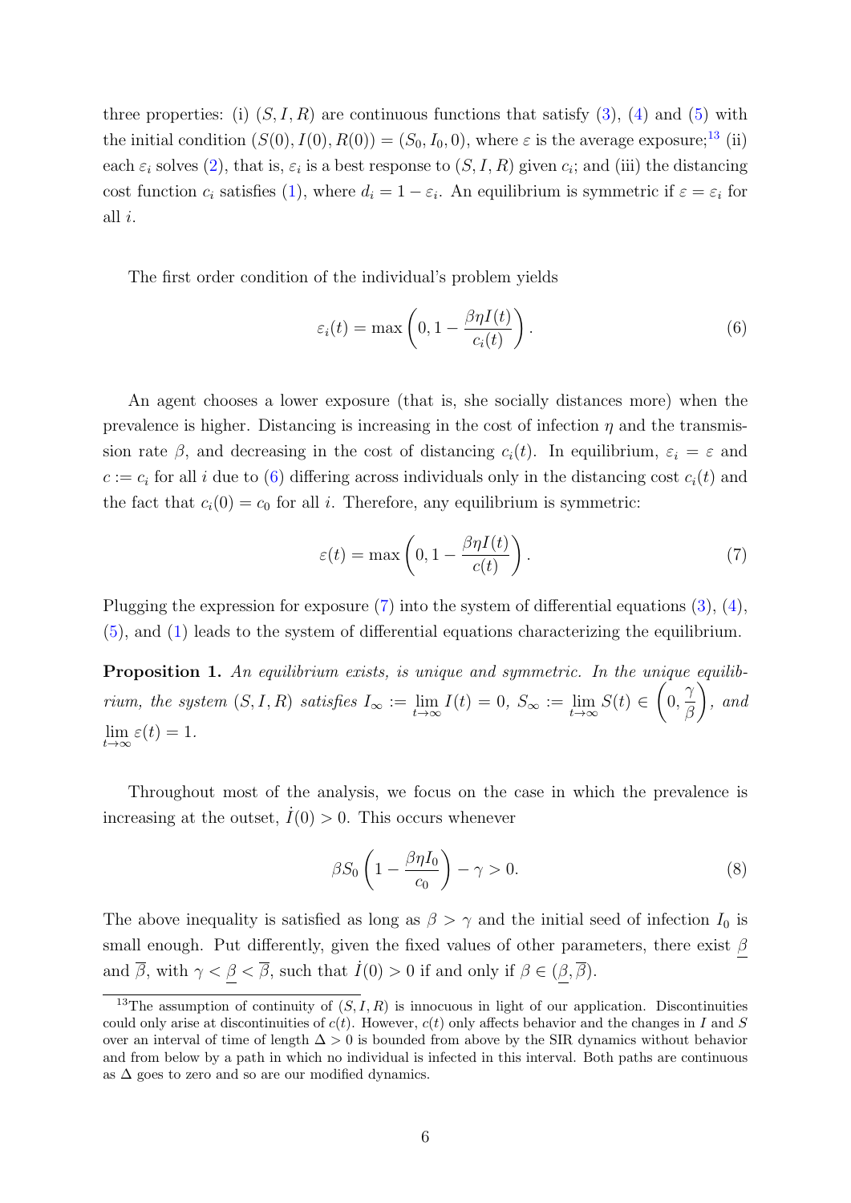three properties: (i) $(S, I, R)$ are continuous functions that satisfy (3), (4) and (5) with the initial condition $(S(0), I(0), R(0)) = (S_0, I_0, 0)$, where $\varepsilon$ is the average exposure;[13] (ii) each $\varepsilon_i$ solves (2), that is, $\varepsilon_i$ is a best response to $(S, I, R)$ given $c_i$; and (iii) the distancing cost function $c_i$ satisfies (1), where $d_i = 1 - \varepsilon_i$. An equilibrium is symmetric if $\varepsilon = \varepsilon_i$ for all $i$.

The first order condition of the individual's problem yields

$$\varepsilon_i(t) = \max\left(0, 1 - \frac{\beta\eta I(t)}{c_i(t)}\right). \tag{6}$$

An agent chooses a lower exposure (that is, she socially distances more) when the prevalence is higher. Distancing is increasing in the cost of infection $\eta$ and the transmission rate $\beta$, and decreasing in the cost of distancing $c_i(t)$. In equilibrium, $\varepsilon_i = \varepsilon$ and $c := c_i$ for all $i$ due to (6) differing across individuals only in the distancing cost $c_i(t)$ and the fact that $c_i(0) = c_0$ for all $i$. Therefore, any equilibrium is symmetric:

$$\varepsilon(t) = \max\left(0, 1 - \frac{\beta\eta I(t)}{c(t)}\right). \tag{7}$$

Plugging the expression for exposure (7) into the system of differential equations (3), (4), (5), and (1) leads to the system of differential equations characterizing the equilibrium.

**Proposition 1.** *An equilibrium exists, is unique and symmetric. In the unique equilibrium, the system $(S, I, R)$ satisfies $I_\infty := \lim_{t\to\infty} I(t) = 0$, $S_\infty := \lim_{t\to\infty} S(t) \in \left(0, \frac{\gamma}{\beta}\right)$, and $\lim_{t\to\infty} \varepsilon(t) = 1$.*

Throughout most of the analysis, we focus on the case in which the prevalence is increasing at the outset, $\dot{I}(0) > 0$. This occurs whenever

$$\beta S_0 \left(1 - \frac{\beta\eta I_0}{c_0}\right) - \gamma > 0. \tag{8}$$

The above inequality is satisfied as long as $\beta > \gamma$ and the initial seed of infection $I_0$ is small enough. Put differently, given the fixed values of other parameters, there exist $\underline{\beta}$ and $\overline{\beta}$, with $\gamma < \underline{\beta} < \overline{\beta}$, such that $\dot{I}(0) > 0$ if and only if $\beta \in (\underline{\beta}, \overline{\beta})$.

[13] The assumption of continuity of $(S, I, R)$ is innocuous in light of our application. Discontinuities could only arise at discontinuities of $c(t)$. However, $c(t)$ only affects behavior and the changes in $I$ and $S$ over an interval of time of length $\Delta > 0$ is bounded from above by the SIR dynamics without behavior and from below by a path in which no individual is infected in this interval. Both paths are continuous as $\Delta$ goes to zero and so are our modified dynamics.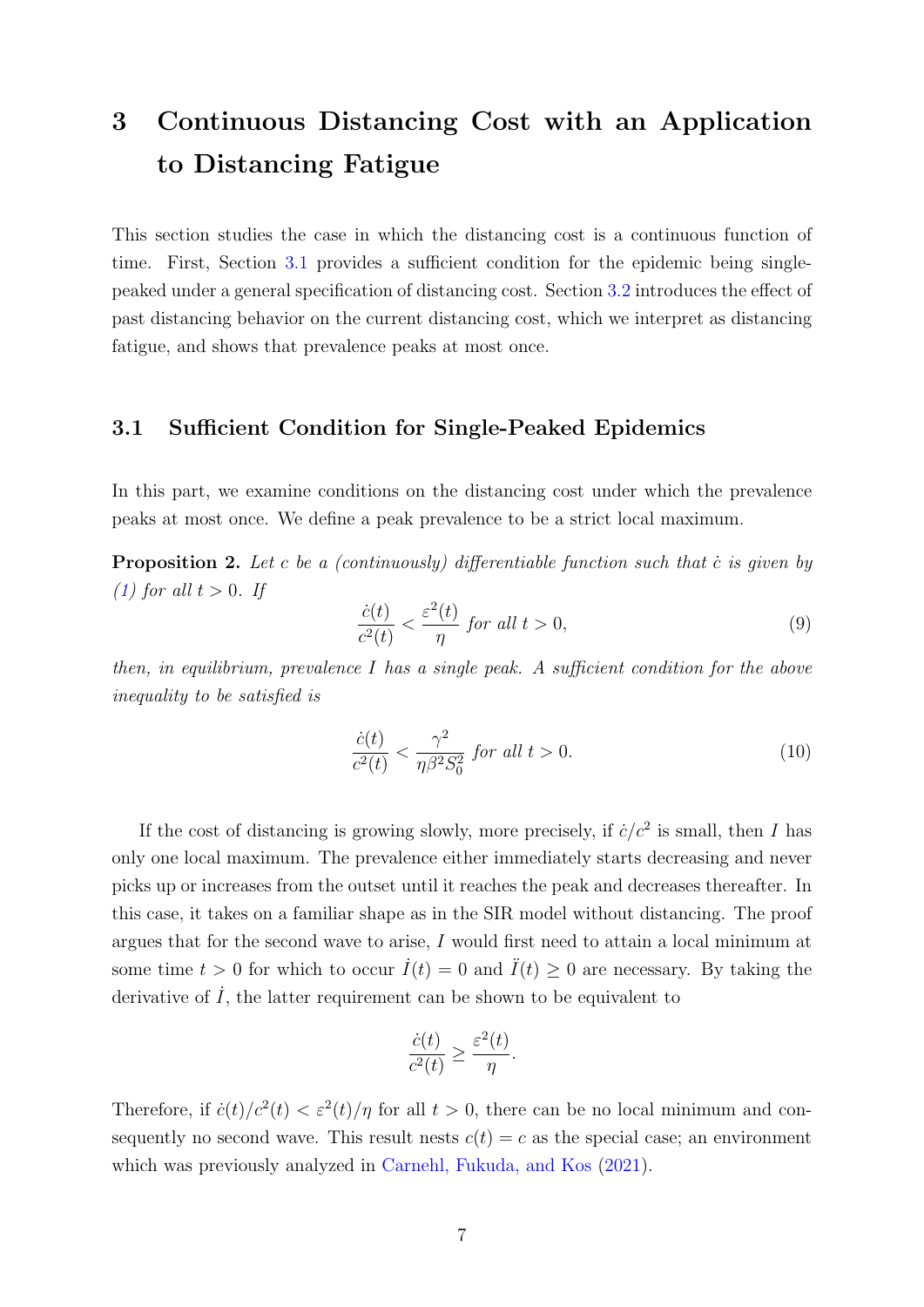# 3 Continuous Distancing Cost with an Application to Distancing Fatigue

This section studies the case in which the distancing cost is a continuous function of time. First, Section 3.1 provides a sufficient condition for the epidemic being single-peaked under a general specification of distancing cost. Section 3.2 introduces the effect of past distancing behavior on the current distancing cost, which we interpret as distancing fatigue, and shows that prevalence peaks at most once.

## 3.1 Sufficient Condition for Single-Peaked Epidemics

In this part, we examine conditions on the distancing cost under which the prevalence peaks at most once. We define a peak prevalence to be a strict local maximum.

**Proposition 2.** *Let $c$ be a (continuously) differentiable function such that $\dot{c}$ is given by (1) for all $t > 0$. If*

$$\frac{\dot{c}(t)}{c^2(t)} < \frac{\varepsilon^2(t)}{\eta} \text{ for all } t > 0, \tag{9}$$

*then, in equilibrium, prevalence $I$ has a single peak. A sufficient condition for the above inequality to be satisfied is*

$$\frac{\dot{c}(t)}{c^2(t)} < \frac{\gamma^2}{\eta \beta^2 S_0^2} \text{ for all } t > 0. \tag{10}$$

If the cost of distancing is growing slowly, more precisely, if $\dot{c}/c^2$ is small, then $I$ has only one local maximum. The prevalence either immediately starts decreasing and never picks up or increases from the outset until it reaches the peak and decreases thereafter. In this case, it takes on a familiar shape as in the SIR model without distancing. The proof argues that for the second wave to arise, $I$ would first need to attain a local minimum at some time $t > 0$ for which to occur $\dot{I}(t) = 0$ and $\ddot{I}(t) \geq 0$ are necessary. By taking the derivative of $\dot{I}$, the latter requirement can be shown to be equivalent to

$$\frac{\dot{c}(t)}{c^2(t)} \geq \frac{\varepsilon^2(t)}{\eta}.$$

Therefore, if $\dot{c}(t)/c^2(t) < \varepsilon^2(t)/\eta$ for all $t > 0$, there can be no local minimum and consequently no second wave. This result nests $c(t) = c$ as the special case; an environment which was previously analyzed in Carnehl, Fukuda, and Kos (2021).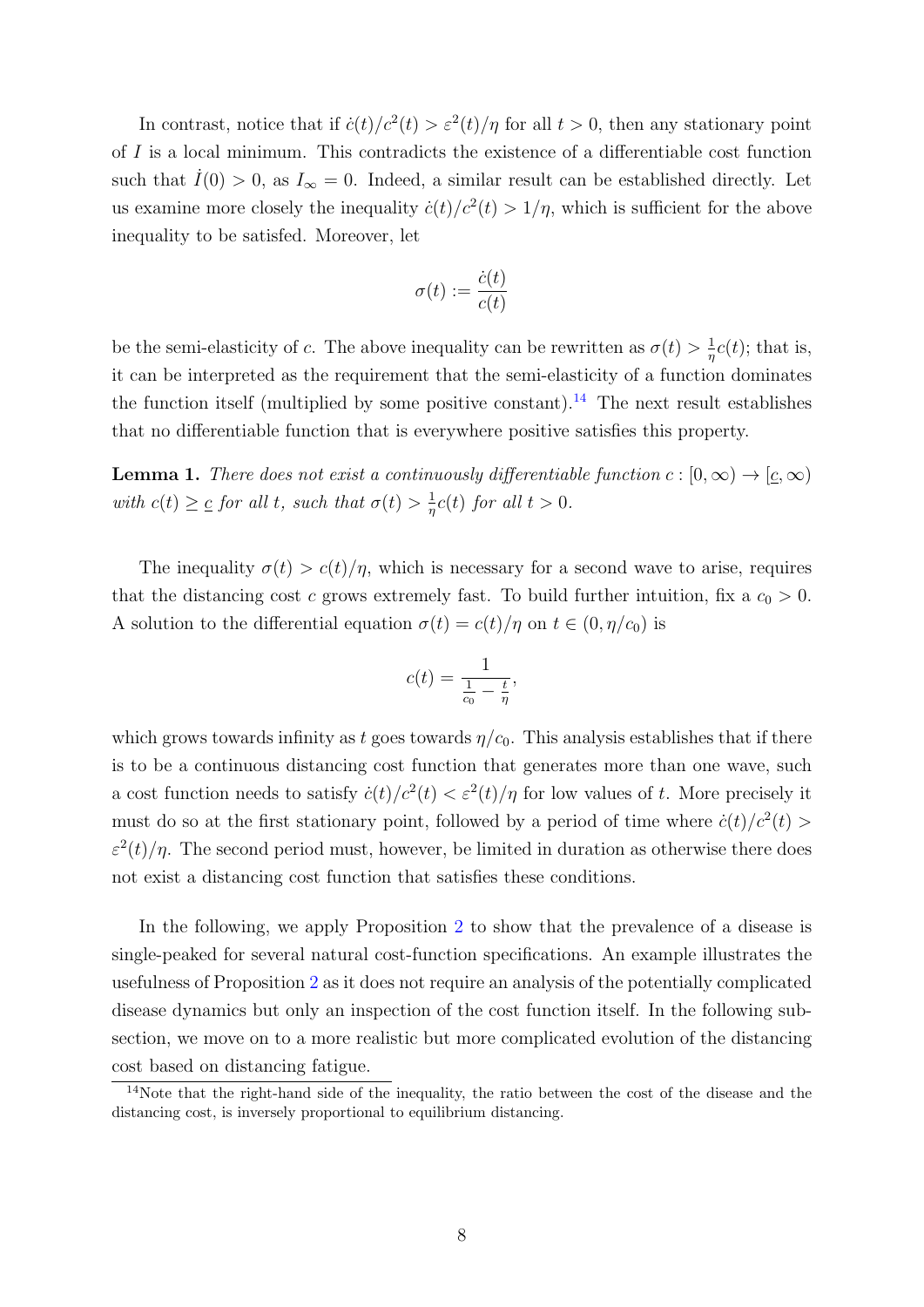In contrast, notice that if $\dot{c}(t)/c^2(t) > \varepsilon^2(t)/\eta$ for all $t > 0$, then any stationary point of $I$ is a local minimum. This contradicts the existence of a differentiable cost function such that $\dot{I}(0) > 0$, as $I_\infty = 0$. Indeed, a similar result can be established directly. Let us examine more closely the inequality $\dot{c}(t)/c^2(t) > 1/\eta$, which is sufficient for the above inequality to be satisfed. Moreover, let

$$\sigma(t) := \frac{\dot{c}(t)}{c(t)}$$

be the semi-elasticity of $c$. The above inequality can be rewritten as $\sigma(t) > \frac{1}{\eta}c(t)$; that is, it can be interpreted as the requirement that the semi-elasticity of a function dominates the function itself (multiplied by some positive constant).[14] The next result establishes that no differentiable function that is everywhere positive satisfies this property.

**Lemma 1.** *There does not exist a continuously differentiable function $c : [0, \infty) \to [\underline{c}, \infty)$ with $c(t) \geq \underline{c}$ for all $t$, such that $\sigma(t) > \frac{1}{\eta}c(t)$ for all $t > 0$.*

The inequality $\sigma(t) > c(t)/\eta$, which is necessary for a second wave to arise, requires that the distancing cost $c$ grows extremely fast. To build further intuition, fix a $c_0 > 0$. A solution to the differential equation $\sigma(t) = c(t)/\eta$ on $t \in (0, \eta/c_0)$ is

$$c(t) = \frac{1}{\frac{1}{c_0} - \frac{t}{\eta}},$$

which grows towards infinity as $t$ goes towards $\eta/c_0$. This analysis establishes that if there is to be a continuous distancing cost function that generates more than one wave, such a cost function needs to satisfy $\dot{c}(t)/c^2(t) < \varepsilon^2(t)/\eta$ for low values of $t$. More precisely it must do so at the first stationary point, followed by a period of time where $\dot{c}(t)/c^2(t) > \varepsilon^2(t)/\eta$. The second period must, however, be limited in duration as otherwise there does not exist a distancing cost function that satisfies these conditions.

In the following, we apply Proposition 2 to show that the prevalence of a disease is single-peaked for several natural cost-function specifications. An example illustrates the usefulness of Proposition 2 as it does not require an analysis of the potentially complicated disease dynamics but only an inspection of the cost function itself. In the following subsection, we move on to a more realistic but more complicated evolution of the distancing cost based on distancing fatigue.

[14] Note that the right-hand side of the inequality, the ratio between the cost of the disease and the distancing cost, is inversely proportional to equilibrium distancing.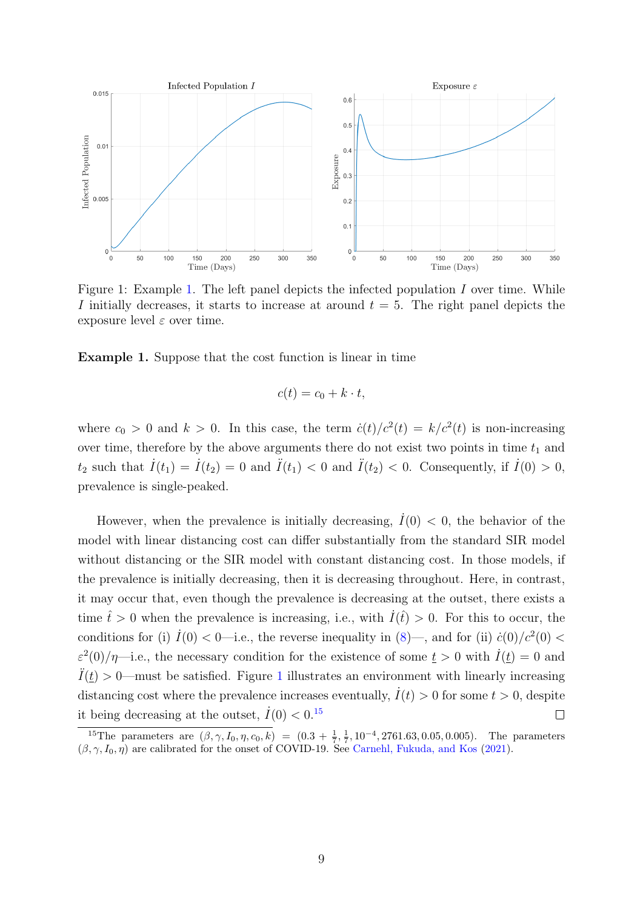Figure 1: Example 1. The left panel depicts the infected population $I$ over time. While $I$ initially decreases, it starts to increase at around $t = 5$. The right panel depicts the exposure level $\varepsilon$ over time.

**Example 1.** Suppose that the cost function is linear in time

$$c(t) = c_0 + k \cdot t,$$

where $c_0 > 0$ and $k > 0$. In this case, the term $\dot{c}(t)/c^2(t) = k/c^2(t)$ is non-increasing over time, therefore by the above arguments there do not exist two points in time $t_1$ and $t_2$ such that $\dot{I}(t_1) = \dot{I}(t_2) = 0$ and $\ddot{I}(t_1) < 0$ and $\ddot{I}(t_2) < 0$. Consequently, if $\dot{I}(0) > 0$, prevalence is single-peaked.

However, when the prevalence is initially decreasing, $\dot{I}(0) < 0$, the behavior of the model with linear distancing cost can differ substantially from the standard SIR model without distancing or the SIR model with constant distancing cost. In those models, if the prevalence is initially decreasing, then it is decreasing throughout. Here, in contrast, it may occur that, even though the prevalence is decreasing at the outset, there exists a time $\hat{t} > 0$ when the prevalence is increasing, i.e., with $\dot{I}(\hat{t}) > 0$. For this to occur, the conditions for (i) $\dot{I}(0) < 0$—i.e., the reverse inequality in (8)—, and for (ii) $\dot{c}(0)/c^2(0) < \varepsilon^2(0)/\eta$—i.e., the necessary condition for the existence of some $\underline{t} > 0$ with $\dot{I}(\underline{t}) = 0$ and $\ddot{I}(\underline{t}) > 0$—must be satisfied. Figure 1 illustrates an environment with linearly increasing distancing cost where the prevalence increases eventually, $\dot{I}(t) > 0$ for some $t > 0$, despite it being decreasing at the outset, $\dot{I}(0) < 0$.[15] □

[15] The parameters are $(\beta, \gamma, I_0, \eta, c_0, k) = (0.3 + \frac{1}{7}, \frac{1}{7}, 10^{-4}, 2761.63, 0.05, 0.005)$. The parameters $(\beta, \gamma, I_0, \eta)$ are calibrated for the onset of COVID-19. See Carnehl, Fukuda, and Kos (2021).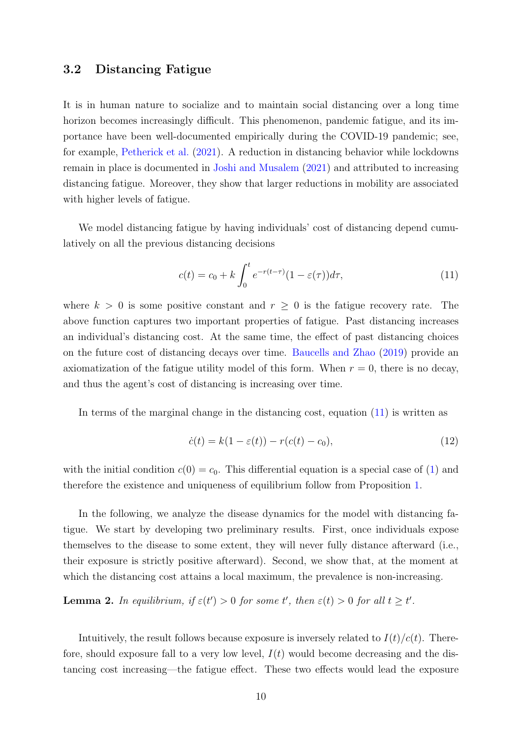### 3.2 Distancing Fatigue

It is in human nature to socialize and to maintain social distancing over a long time horizon becomes increasingly difficult. This phenomenon, pandemic fatigue, and its importance have been well-documented empirically during the COVID-19 pandemic; see, for example, Petherick et al. (2021). A reduction in distancing behavior while lockdowns remain in place is documented in Joshi and Musalem (2021) and attributed to increasing distancing fatigue. Moreover, they show that larger reductions in mobility are associated with higher levels of fatigue.

We model distancing fatigue by having individuals' cost of distancing depend cumulatively on all the previous distancing decisions

$$c(t) = c_0 + k \int_0^t e^{-r(t-\tau)}(1 - \varepsilon(\tau))d\tau, \tag{11}$$

where $k > 0$ is some positive constant and $r \geq 0$ is the fatigue recovery rate. The above function captures two important properties of fatigue. Past distancing increases an individual's distancing cost. At the same time, the effect of past distancing choices on the future cost of distancing decays over time. Baucells and Zhao (2019) provide an axiomatization of the fatigue utility model of this form. When $r = 0$, there is no decay, and thus the agent's cost of distancing is increasing over time.

In terms of the marginal change in the distancing cost, equation (11) is written as

$$\dot{c}(t) = k(1 - \varepsilon(t)) - r(c(t) - c_0), \tag{12}$$

with the initial condition $c(0) = c_0$. This differential equation is a special case of (1) and therefore the existence and uniqueness of equilibrium follow from Proposition 1.

In the following, we analyze the disease dynamics for the model with distancing fatigue. We start by developing two preliminary results. First, once individuals expose themselves to the disease to some extent, they will never fully distance afterward (i.e., their exposure is strictly positive afterward). Second, we show that, at the moment at which the distancing cost attains a local maximum, the prevalence is non-increasing.

**Lemma 2.** *In equilibrium, if $\varepsilon(t') > 0$ for some $t'$, then $\varepsilon(t) > 0$ for all $t \geq t'$.*

Intuitively, the result follows because exposure is inversely related to $I(t)/c(t)$. Therefore, should exposure fall to a very low level, $I(t)$ would become decreasing and the distancing cost increasing—the fatigue effect. These two effects would lead the exposure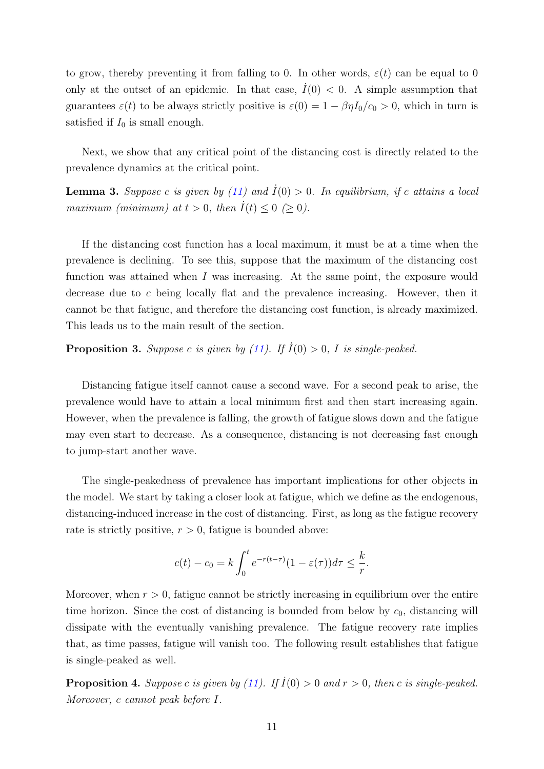to grow, thereby preventing it from falling to 0. In other words, $\varepsilon(t)$ can be equal to 0 only at the outset of an epidemic. In that case, $\dot{I}(0) < 0$. A simple assumption that guarantees $\varepsilon(t)$ to be always strictly positive is $\varepsilon(0) = 1 - \beta\eta I_0/c_0 > 0$, which in turn is satisfied if $I_0$ is small enough.

Next, we show that any critical point of the distancing cost is directly related to the prevalence dynamics at the critical point.

**Lemma 3.** *Suppose $c$ is given by (11) and $\dot{I}(0) > 0$. In equilibrium, if $c$ attains a local maximum (minimum) at $t > 0$, then $\dot{I}(t) \leq 0$ ($\geq 0$).*

If the distancing cost function has a local maximum, it must be at a time when the prevalence is declining. To see this, suppose that the maximum of the distancing cost function was attained when $I$ was increasing. At the same point, the exposure would decrease due to $c$ being locally flat and the prevalence increasing. However, then it cannot be that fatigue, and therefore the distancing cost function, is already maximized. This leads us to the main result of the section.

**Proposition 3.** *Suppose $c$ is given by (11). If $\dot{I}(0) > 0$, $I$ is single-peaked.*

Distancing fatigue itself cannot cause a second wave. For a second peak to arise, the prevalence would have to attain a local minimum first and then start increasing again. However, when the prevalence is falling, the growth of fatigue slows down and the fatigue may even start to decrease. As a consequence, distancing is not decreasing fast enough to jump-start another wave.

The single-peakedness of prevalence has important implications for other objects in the model. We start by taking a closer look at fatigue, which we define as the endogenous, distancing-induced increase in the cost of distancing. First, as long as the fatigue recovery rate is strictly positive, $r > 0$, fatigue is bounded above:

$$c(t) - c_0 = k \int_0^t e^{-r(t-\tau)}(1 - \varepsilon(\tau))d\tau \leq \frac{k}{r}.$$

Moreover, when $r > 0$, fatigue cannot be strictly increasing in equilibrium over the entire time horizon. Since the cost of distancing is bounded from below by $c_0$, distancing will dissipate with the eventually vanishing prevalence. The fatigue recovery rate implies that, as time passes, fatigue will vanish too. The following result establishes that fatigue is single-peaked as well.

**Proposition 4.** *Suppose $c$ is given by (11). If $\dot{I}(0) > 0$ and $r > 0$, then $c$ is single-peaked. Moreover, $c$ cannot peak before $I$.*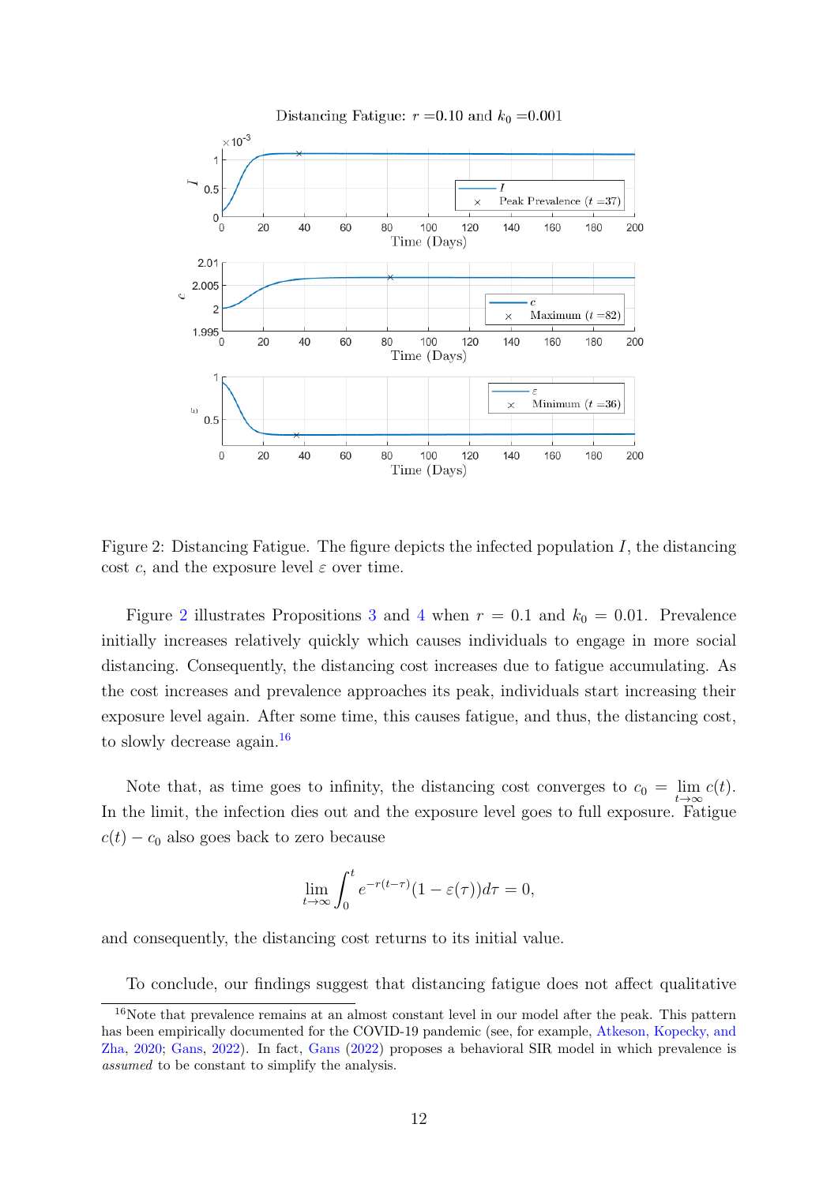Figure 2: Distancing Fatigue. The figure depicts the infected population $I$, the distancing cost $c$, and the exposure level $\varepsilon$ over time.

Figure 2 illustrates Propositions 3 and 4 when $r = 0.1$ and $k_0 = 0.01$. Prevalence initially increases relatively quickly which causes individuals to engage in more social distancing. Consequently, the distancing cost increases due to fatigue accumulating. As the cost increases and prevalence approaches its peak, individuals start increasing their exposure level again. After some time, this causes fatigue, and thus, the distancing cost, to slowly decrease again.[16]

Note that, as time goes to infinity, the distancing cost converges to $c_0 = \lim_{t\to\infty} c(t)$. In the limit, the infection dies out and the exposure level goes to full exposure. Fatigue $c(t) - c_0$ also goes back to zero because

$$\lim_{t\to\infty} \int_0^t e^{-r(t-\tau)}(1 - \varepsilon(\tau))d\tau = 0,$$

and consequently, the distancing cost returns to its initial value.

To conclude, our findings suggest that distancing fatigue does not affect qualitative

[16]Note that prevalence remains at an almost constant level in our model after the peak. This pattern has been empirically documented for the COVID-19 pandemic (see, for example, Atkeson, Kopecky, and Zha, 2020; Gans, 2022). In fact, Gans (2022) proposes a behavioral SIR model in which prevalence is *assumed* to be constant to simplify the analysis.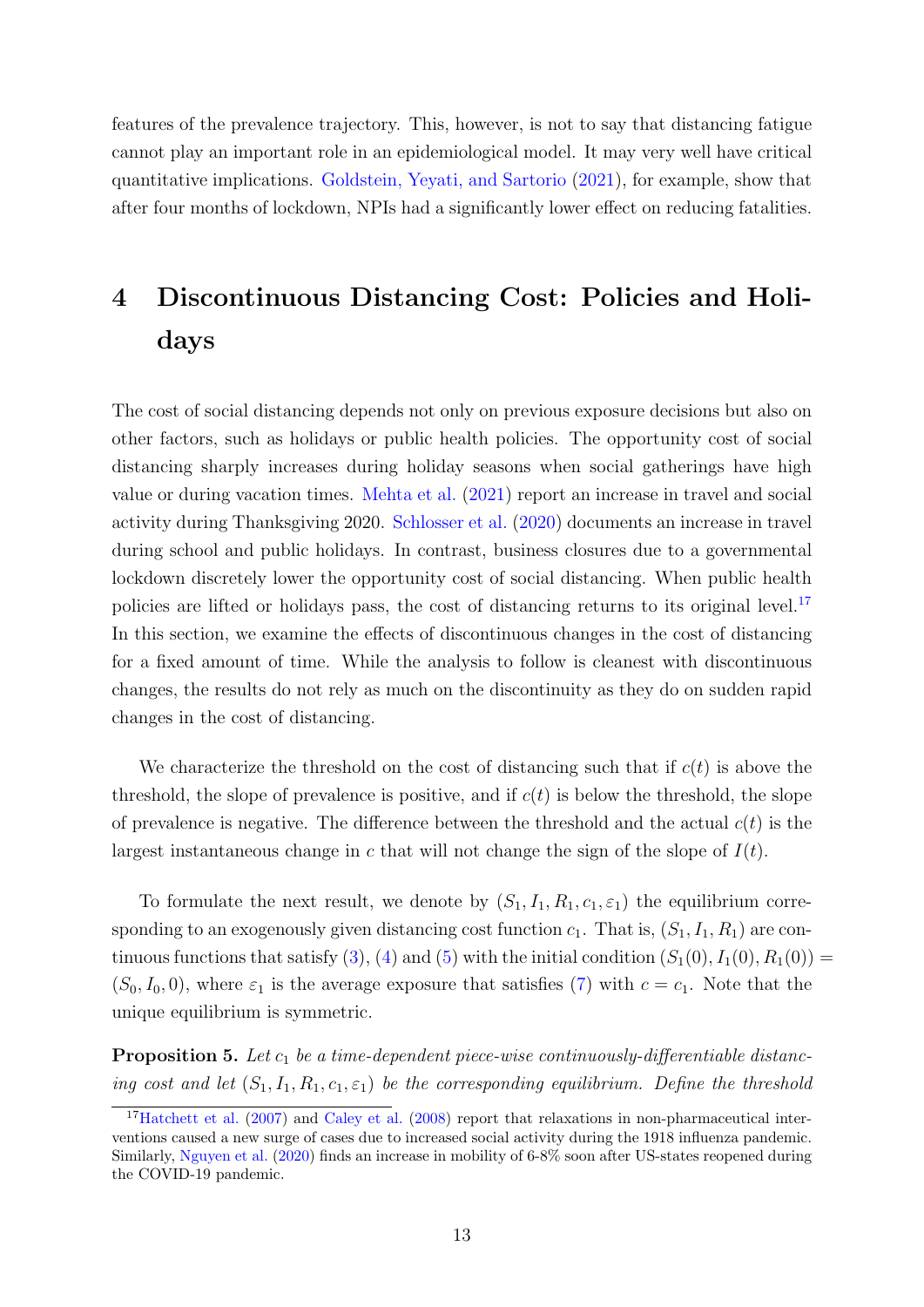features of the prevalence trajectory. This, however, is not to say that distancing fatigue cannot play an important role in an epidemiological model. It may very well have critical quantitative implications. Goldstein, Yeyati, and Sartorio (2021), for example, show that after four months of lockdown, NPIs had a significantly lower effect on reducing fatalities.

# 4 Discontinuous Distancing Cost: Policies and Holidays

The cost of social distancing depends not only on previous exposure decisions but also on other factors, such as holidays or public health policies. The opportunity cost of social distancing sharply increases during holiday seasons when social gatherings have high value or during vacation times. Mehta et al. (2021) report an increase in travel and social activity during Thanksgiving 2020. Schlosser et al. (2020) documents an increase in travel during school and public holidays. In contrast, business closures due to a governmental lockdown discretely lower the opportunity cost of social distancing. When public health policies are lifted or holidays pass, the cost of distancing returns to its original level.[17] In this section, we examine the effects of discontinuous changes in the cost of distancing for a fixed amount of time. While the analysis to follow is cleanest with discontinuous changes, the results do not rely as much on the discontinuity as they do on sudden rapid changes in the cost of distancing.

We characterize the threshold on the cost of distancing such that if $c(t)$ is above the threshold, the slope of prevalence is positive, and if $c(t)$ is below the threshold, the slope of prevalence is negative. The difference between the threshold and the actual $c(t)$ is the largest instantaneous change in $c$ that will not change the sign of the slope of $I(t)$.

To formulate the next result, we denote by $(S_1, I_1, R_1, c_1, \varepsilon_1)$ the equilibrium corresponding to an exogenously given distancing cost function $c_1$. That is, $(S_1, I_1, R_1)$ are continuous functions that satisfy (3), (4) and (5) with the initial condition $(S_1(0), I_1(0), R_1(0)) = (S_0, I_0, 0)$, where $\varepsilon_1$ is the average exposure that satisfies (7) with $c = c_1$. Note that the unique equilibrium is symmetric.

**Proposition 5.** *Let $c_1$ be a time-dependent piece-wise continuously-differentiable distancing cost and let $(S_1, I_1, R_1, c_1, \varepsilon_1)$ be the corresponding equilibrium. Define the threshold*

[17] Hatchett et al. (2007) and Caley et al. (2008) report that relaxations in non-pharmaceutical interventions caused a new surge of cases due to increased social activity during the 1918 influenza pandemic. Similarly, Nguyen et al. (2020) finds an increase in mobility of 6-8% soon after US-states reopened during the COVID-19 pandemic.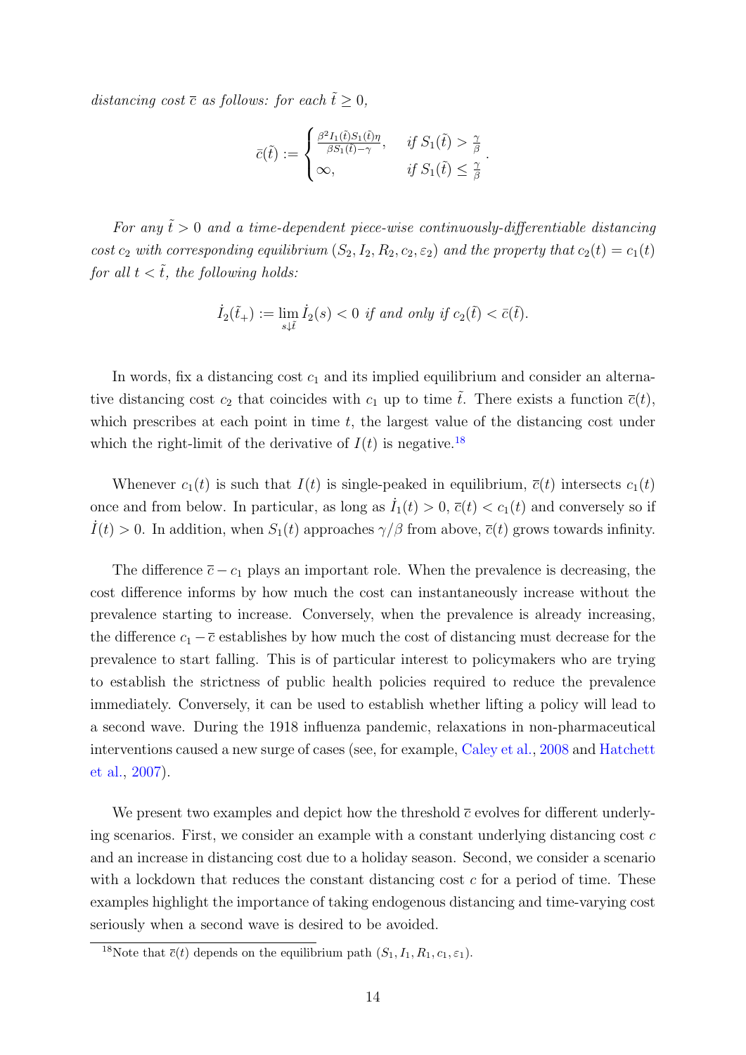*distancing cost $\bar{c}$ as follows: for each $\tilde{t} \geq 0$,*

$$\bar{c}(\tilde{t}) := \begin{cases} \frac{\beta^2 I_1(\tilde{t}) S_1(\tilde{t}) \eta}{\beta S_1(\tilde{t}) - \gamma}, & \text{if } S_1(\tilde{t}) > \frac{\gamma}{\beta} \\ \infty, & \text{if } S_1(\tilde{t}) \leq \frac{\gamma}{\beta} \end{cases}.$$

*For any $\tilde{t} > 0$ and a time-dependent piece-wise continuously-differentiable distancing cost $c_2$ with corresponding equilibrium $(S_2, I_2, R_2, c_2, \varepsilon_2)$ and the property that $c_2(t) = c_1(t)$ for all $t < \tilde{t}$, the following holds:*

$$\dot{I}_2(\tilde{t}_+) := \lim_{s \downarrow \tilde{t}} \dot{I}_2(s) < 0 \text{ if and only if } c_2(\tilde{t}) < \bar{c}(\tilde{t}).$$

In words, fix a distancing cost $c_1$ and its implied equilibrium and consider an alternative distancing cost $c_2$ that coincides with $c_1$ up to time $\tilde{t}$. There exists a function $\bar{c}(t)$, which prescribes at each point in time $t$, the largest value of the distancing cost under which the right-limit of the derivative of $I(t)$ is negative.[18]

Whenever $c_1(t)$ is such that $I(t)$ is single-peaked in equilibrium, $\bar{c}(t)$ intersects $c_1(t)$ once and from below. In particular, as long as $\dot{I}_1(t) > 0$, $\bar{c}(t) < c_1(t)$ and conversely so if $\dot{I}(t) > 0$. In addition, when $S_1(t)$ approaches $\gamma/\beta$ from above, $\bar{c}(t)$ grows towards infinity.

The difference $\bar{c} - c_1$ plays an important role. When the prevalence is decreasing, the cost difference informs by how much the cost can instantaneously increase without the prevalence starting to increase. Conversely, when the prevalence is already increasing, the difference $c_1 - \bar{c}$ establishes by how much the cost of distancing must decrease for the prevalence to start falling. This is of particular interest to policymakers who are trying to establish the strictness of public health policies required to reduce the prevalence immediately. Conversely, it can be used to establish whether lifting a policy will lead to a second wave. During the 1918 influenza pandemic, relaxations in non-pharmaceutical interventions caused a new surge of cases (see, for example, Caley et al., 2008 and Hatchett et al., 2007).

We present two examples and depict how the threshold $\bar{c}$ evolves for different underlying scenarios. First, we consider an example with a constant underlying distancing cost $c$ and an increase in distancing cost due to a holiday season. Second, we consider a scenario with a lockdown that reduces the constant distancing cost $c$ for a period of time. These examples highlight the importance of taking endogenous distancing and time-varying cost seriously when a second wave is desired to be avoided.

[18] Note that $\bar{c}(t)$ depends on the equilibrium path $(S_1, I_1, R_1, c_1, \varepsilon_1)$.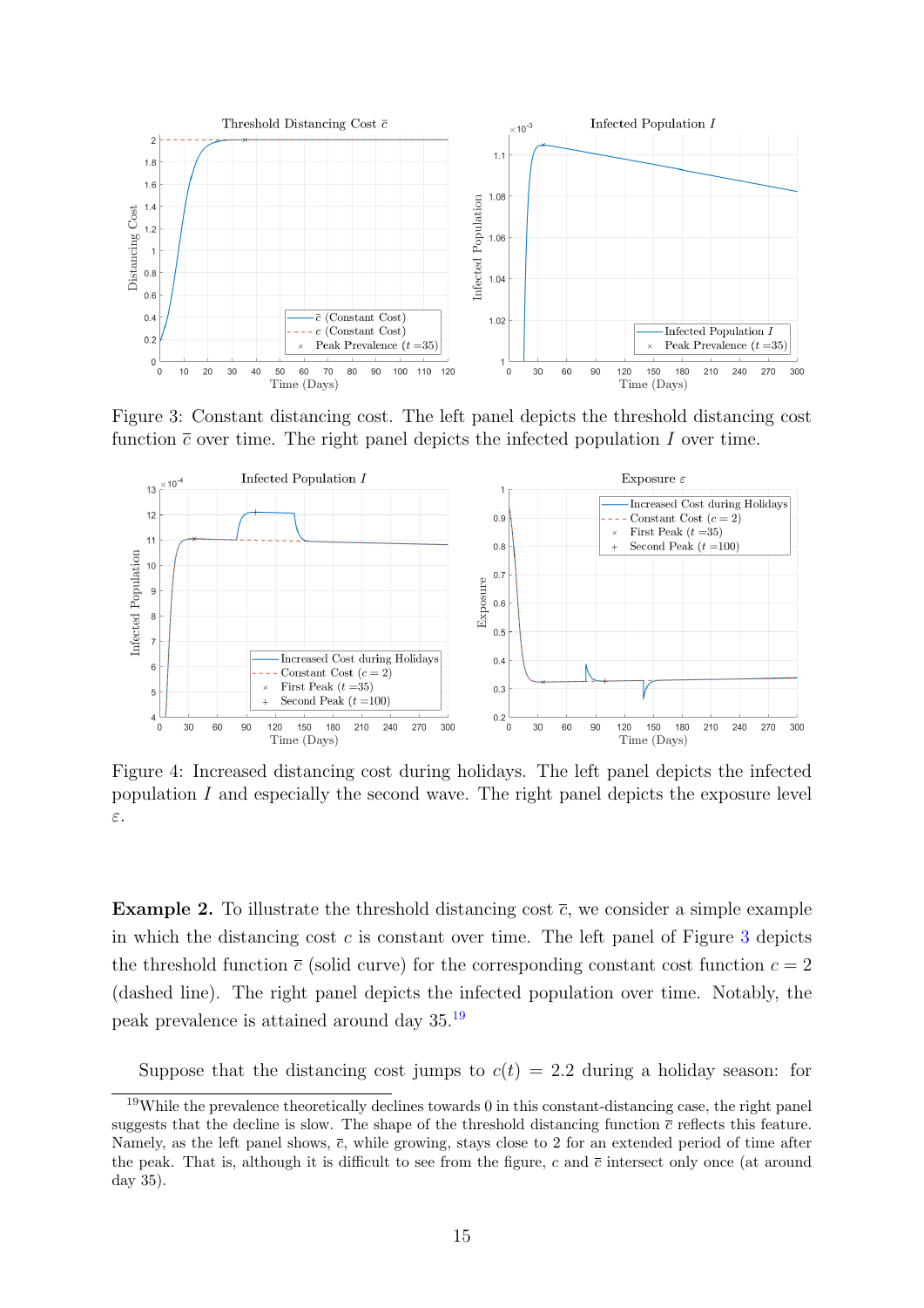Figure 3: Constant distancing cost. The left panel depicts the threshold distancing cost function $\bar{c}$ over time. The right panel depicts the infected population $I$ over time.

Figure 4: Increased distancing cost during holidays. The left panel depicts the infected population $I$ and especially the second wave. The right panel depicts the exposure level $\varepsilon$.

**Example 2.** To illustrate the threshold distancing cost $\bar{c}$, we consider a simple example in which the distancing cost $c$ is constant over time. The left panel of Figure 3 depicts the threshold function $\bar{c}$ (solid curve) for the corresponding constant cost function $c = 2$ (dashed line). The right panel depicts the infected population over time. Notably, the peak prevalence is attained around day 35.[19]

Suppose that the distancing cost jumps to $c(t) = 2.2$ during a holiday season: for

[19] While the prevalence theoretically declines towards 0 in this constant-distancing case, the right panel suggests that the decline is slow. The shape of the threshold distancing function $\bar{c}$ reflects this feature. Namely, as the left panel shows, $\bar{c}$, while growing, stays close to 2 for an extended period of time after the peak. That is, although it is difficult to see from the figure, $c$ and $\bar{c}$ intersect only once (at around day 35).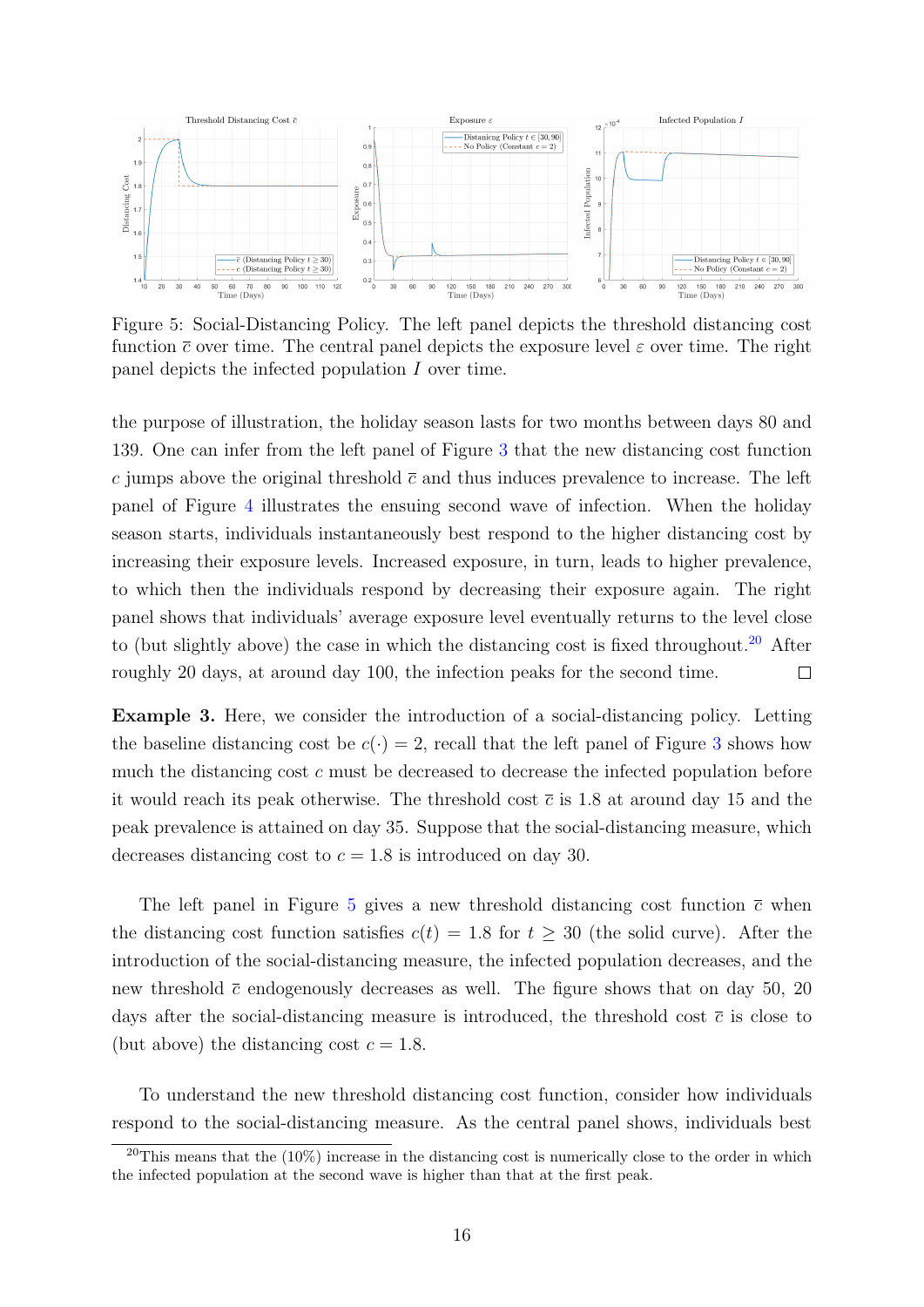Figure 5: Social-Distancing Policy. The left panel depicts the threshold distancing cost function $\bar{c}$ over time. The central panel depicts the exposure level $\varepsilon$ over time. The right panel depicts the infected population $I$ over time.

the purpose of illustration, the holiday season lasts for two months between days 80 and 139. One can infer from the left panel of Figure 3 that the new distancing cost function $c$ jumps above the original threshold $\bar{c}$ and thus induces prevalence to increase. The left panel of Figure 4 illustrates the ensuing second wave of infection. When the holiday season starts, individuals instantaneously best respond to the higher distancing cost by increasing their exposure levels. Increased exposure, in turn, leads to higher prevalence, to which then the individuals respond by decreasing their exposure again. The right panel shows that individuals' average exposure level eventually returns to the level close to (but slightly above) the case in which the distancing cost is fixed throughout.[20] After roughly 20 days, at around day 100, the infection peaks for the second time. □

**Example 3.** Here, we consider the introduction of a social-distancing policy. Letting the baseline distancing cost be $c(\cdot) = 2$, recall that the left panel of Figure 3 shows how much the distancing cost $c$ must be decreased to decrease the infected population before it would reach its peak otherwise. The threshold cost $\bar{c}$ is 1.8 at around day 15 and the peak prevalence is attained on day 35. Suppose that the social-distancing measure, which decreases distancing cost to $c = 1.8$ is introduced on day 30.

The left panel in Figure 5 gives a new threshold distancing cost function $\bar{c}$ when the distancing cost function satisfies $c(t) = 1.8$ for $t \geq 30$ (the solid curve). After the introduction of the social-distancing measure, the infected population decreases, and the new threshold $\bar{c}$ endogenously decreases as well. The figure shows that on day 50, 20 days after the social-distancing measure is introduced, the threshold cost $\bar{c}$ is close to (but above) the distancing cost $c = 1.8$.

To understand the new threshold distancing cost function, consider how individuals respond to the social-distancing measure. As the central panel shows, individuals best

[20]This means that the (10%) increase in the distancing cost is numerically close to the order in which the infected population at the second wave is higher than that at the first peak.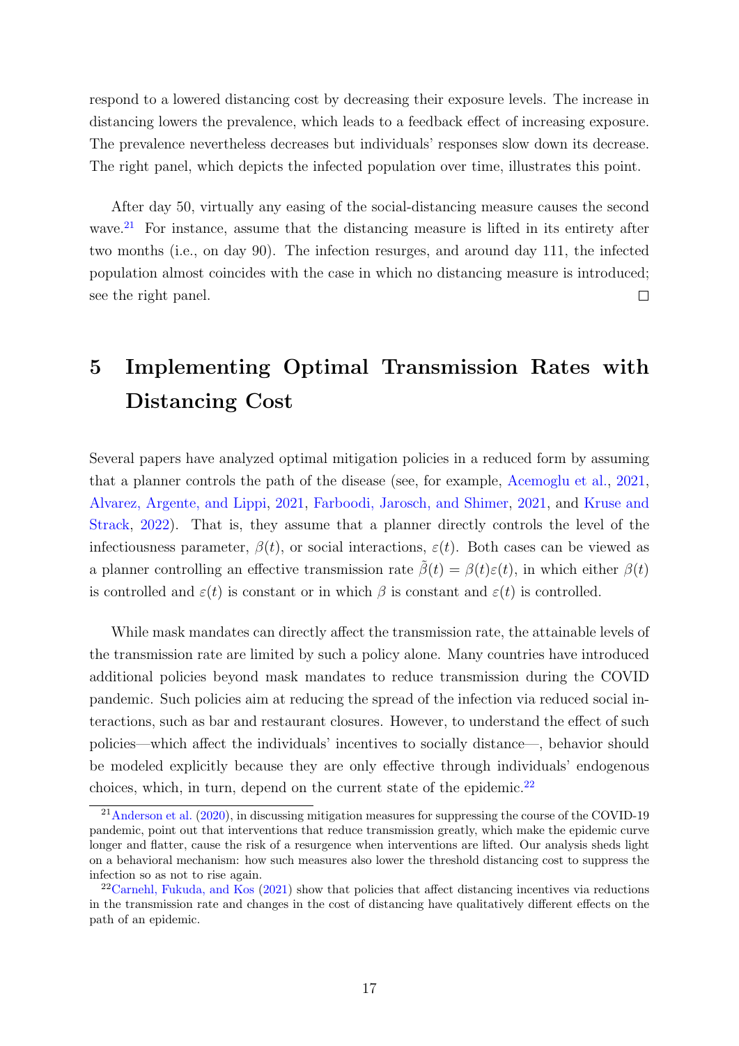respond to a lowered distancing cost by decreasing their exposure levels. The increase in distancing lowers the prevalence, which leads to a feedback effect of increasing exposure. The prevalence nevertheless decreases but individuals' responses slow down its decrease. The right panel, which depicts the infected population over time, illustrates this point.

After day 50, virtually any easing of the social-distancing measure causes the second wave.[21] For instance, assume that the distancing measure is lifted in its entirety after two months (i.e., on day 90). The infection resurges, and around day 111, the infected population almost coincides with the case in which no distancing measure is introduced; see the right panel. □

# 5 Implementing Optimal Transmission Rates with Distancing Cost

Several papers have analyzed optimal mitigation policies in a reduced form by assuming that a planner controls the path of the disease (see, for example, Acemoglu et al., 2021, Alvarez, Argente, and Lippi, 2021, Farboodi, Jarosch, and Shimer, 2021, and Kruse and Strack, 2022). That is, they assume that a planner directly controls the level of the infectiousness parameter, $\beta(t)$, or social interactions, $\varepsilon(t)$. Both cases can be viewed as a planner controlling an effective transmission rate $\tilde{\beta}(t) = \beta(t)\varepsilon(t)$, in which either $\beta(t)$ is controlled and $\varepsilon(t)$ is constant or in which $\beta$ is constant and $\varepsilon(t)$ is controlled.

While mask mandates can directly affect the transmission rate, the attainable levels of the transmission rate are limited by such a policy alone. Many countries have introduced additional policies beyond mask mandates to reduce transmission during the COVID pandemic. Such policies aim at reducing the spread of the infection via reduced social interactions, such as bar and restaurant closures. However, to understand the effect of such policies—which affect the individuals' incentives to socially distance—, behavior should be modeled explicitly because they are only effective through individuals' endogenous choices, which, in turn, depend on the current state of the epidemic.[22]

[21] Anderson et al. (2020), in discussing mitigation measures for suppressing the course of the COVID-19 pandemic, point out that interventions that reduce transmission greatly, which make the epidemic curve longer and flatter, cause the risk of a resurgence when interventions are lifted. Our analysis sheds light on a behavioral mechanism: how such measures also lower the threshold distancing cost to suppress the infection so as not to rise again.

[22] Carnehl, Fukuda, and Kos (2021) show that policies that affect distancing incentives via reductions in the transmission rate and changes in the cost of distancing have qualitatively different effects on the path of an epidemic.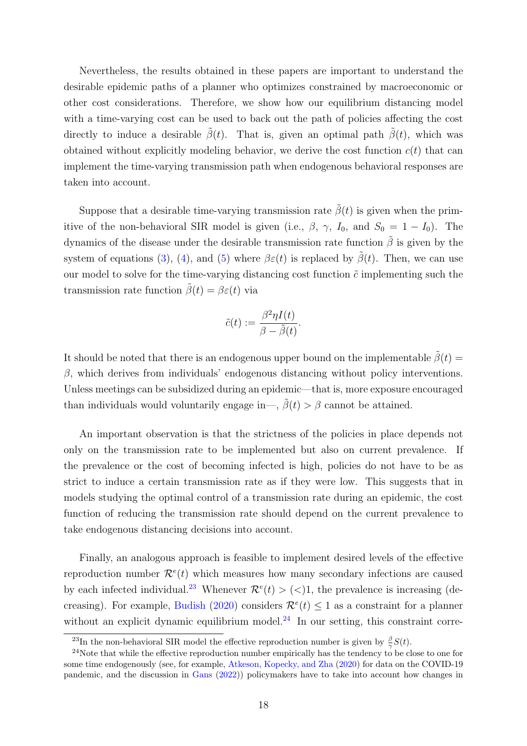Nevertheless, the results obtained in these papers are important to understand the desirable epidemic paths of a planner who optimizes constrained by macroeconomic or other cost considerations. Therefore, we show how our equilibrium distancing model with a time-varying cost can be used to back out the path of policies affecting the cost directly to induce a desirable $\tilde{\beta}(t)$. That is, given an optimal path $\tilde{\beta}(t)$, which was obtained without explicitly modeling behavior, we derive the cost function $c(t)$ that can implement the time-varying transmission path when endogenous behavioral responses are taken into account.

Suppose that a desirable time-varying transmission rate $\tilde{\beta}(t)$ is given when the primitive of the non-behavioral SIR model is given (i.e., $\beta$, $\gamma$, $I_0$, and $S_0 = 1 - I_0$). The dynamics of the disease under the desirable transmission rate function $\tilde{\beta}$ is given by the system of equations (3), (4), and (5) where $\beta\varepsilon(t)$ is replaced by $\tilde{\beta}(t)$. Then, we can use our model to solve for the time-varying distancing cost function $\tilde{c}$ implementing such the transmission rate function $\tilde{\beta}(t) = \beta\varepsilon(t)$ via

$$\tilde{c}(t) := \frac{\beta^2 \eta I(t)}{\beta - \tilde{\beta}(t)}.$$

It should be noted that there is an endogenous upper bound on the implementable $\tilde{\beta}(t) = \beta$, which derives from individuals' endogenous distancing without policy interventions. Unless meetings can be subsidized during an epidemic—that is, more exposure encouraged than individuals would voluntarily engage in—, $\tilde{\beta}(t) > \beta$ cannot be attained.

An important observation is that the strictness of the policies in place depends not only on the transmission rate to be implemented but also on current prevalence. If the prevalence or the cost of becoming infected is high, policies do not have to be as strict to induce a certain transmission rate as if they were low. This suggests that in models studying the optimal control of a transmission rate during an epidemic, the cost function of reducing the transmission rate should depend on the current prevalence to take endogenous distancing decisions into account.

Finally, an analogous approach is feasible to implement desired levels of the effective reproduction number $\mathcal{R}^e(t)$ which measures how many secondary infections are caused by each infected individual.[23] Whenever $\mathcal{R}^e(t) > (<)1$, the prevalence is increasing (decreasing). For example, Budish (2020) considers $\mathcal{R}^e(t) \leq 1$ as a constraint for a planner without an explicit dynamic equilibrium model.[24] In our setting, this constraint corre-

[23] In the non-behavioral SIR model the effective reproduction number is given by $\frac{\beta}{\gamma}S(t)$.

[24] Note that while the effective reproduction number empirically has the tendency to be close to one for some time endogenously (see, for example, Atkeson, Kopecky, and Zha (2020) for data on the COVID-19 pandemic, and the discussion in Gans (2022)) policymakers have to take into account how changes in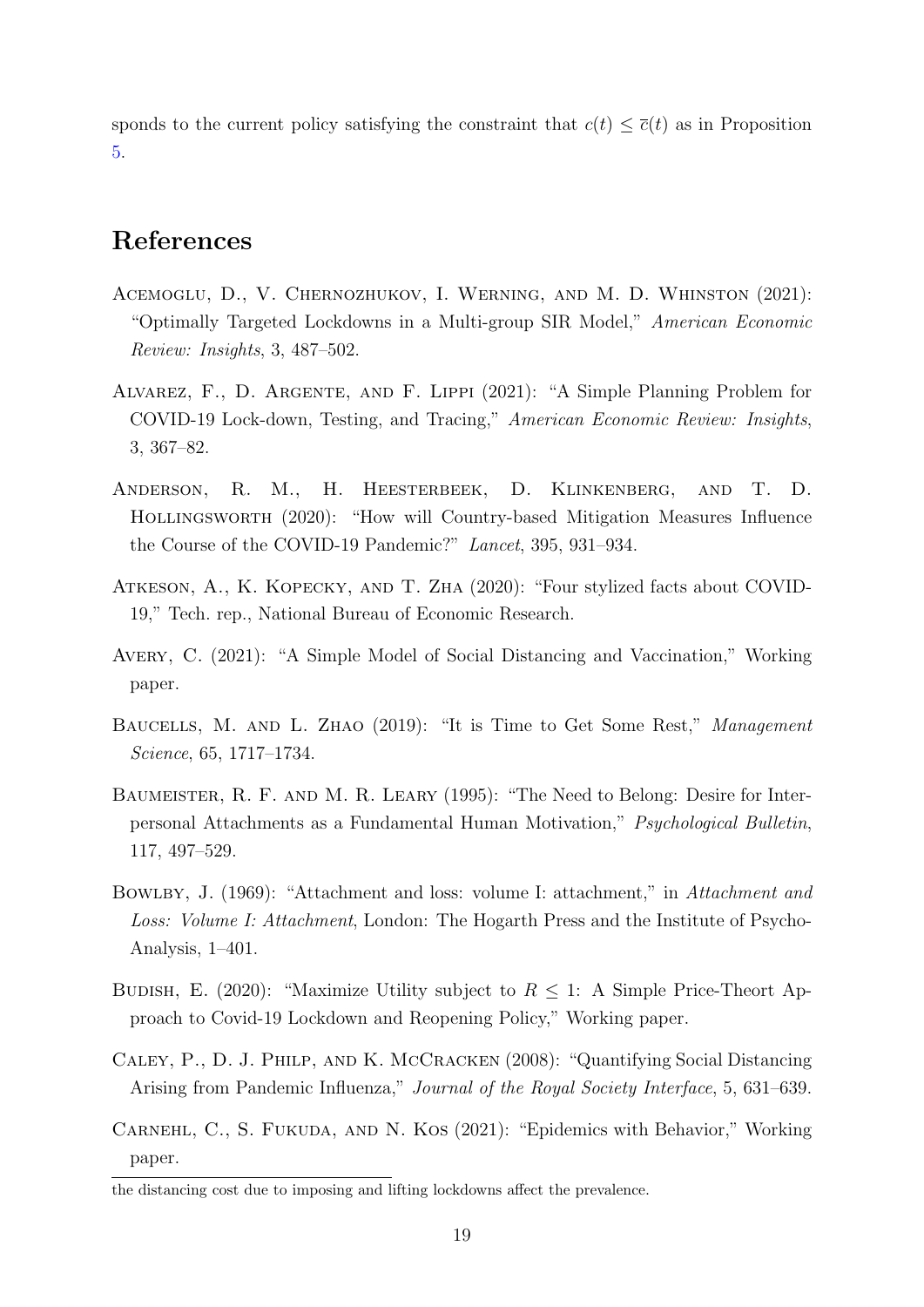sponds to the current policy satisfying the constraint that $c(t) \leq \overline{c}(t)$ as in Proposition 5.

## References

Acemoglu, D., V. Chernozhukov, I. Werning, and M. D. Whinston (2021): "Optimally Targeted Lockdowns in a Multi-group SIR Model," *American Economic Review: Insights*, 3, 487–502.

Alvarez, F., D. Argente, and F. Lippi (2021): "A Simple Planning Problem for COVID-19 Lock-down, Testing, and Tracing," *American Economic Review: Insights*, 3, 367–82.

Anderson, R. M., H. Heesterbeek, D. Klinkenberg, and T. D. Hollingsworth (2020): "How will Country-based Mitigation Measures Influence the Course of the COVID-19 Pandemic?" *Lancet*, 395, 931–934.

Atkeson, A., K. Kopecky, and T. Zha (2020): "Four stylized facts about COVID-19," Tech. rep., National Bureau of Economic Research.

Avery, C. (2021): "A Simple Model of Social Distancing and Vaccination," Working paper.

Baucells, M. and L. Zhao (2019): "It is Time to Get Some Rest," *Management Science*, 65, 1717–1734.

Baumeister, R. F. and M. R. Leary (1995): "The Need to Belong: Desire for Interpersonal Attachments as a Fundamental Human Motivation," *Psychological Bulletin*, 117, 497–529.

Bowlby, J. (1969): "Attachment and loss: volume I: attachment," in *Attachment and Loss: Volume I: Attachment*, London: The Hogarth Press and the Institute of Psycho-Analysis, 1–401.

Budish, E. (2020): "Maximize Utility subject to $R \leq 1$: A Simple Price-Theort Approach to Covid-19 Lockdown and Reopening Policy," Working paper.

Caley, P., D. J. Philp, and K. McCracken (2008): "Quantifying Social Distancing Arising from Pandemic Influenza," *Journal of the Royal Society Interface*, 5, 631–639.

Carnehl, C., S. Fukuda, and N. Kos (2021): "Epidemics with Behavior," Working paper.

---

the distancing cost due to imposing and lifting lockdowns affect the prevalence.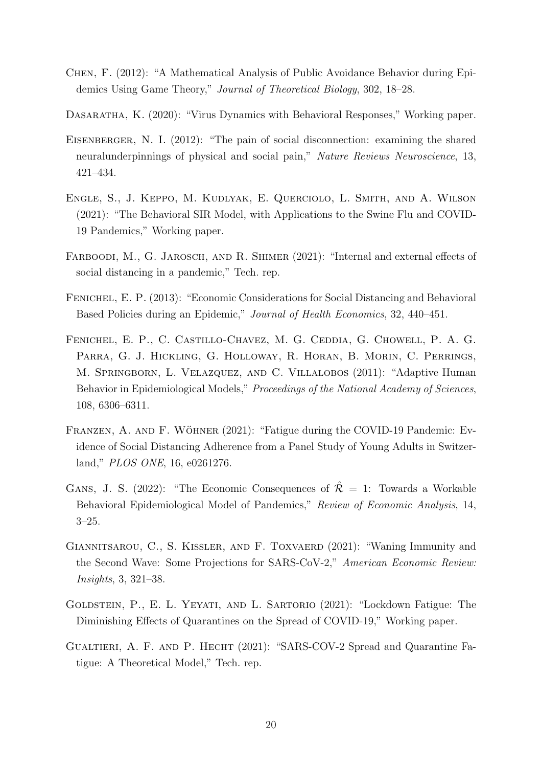Chen, F. (2012): "A Mathematical Analysis of Public Avoidance Behavior during Epidemics Using Game Theory," *Journal of Theoretical Biology*, 302, 18–28.

Dasaratha, K. (2020): "Virus Dynamics with Behavioral Responses," Working paper.

Eisenberger, N. I. (2012): "The pain of social disconnection: examining the shared neuralunderpinnings of physical and social pain," *Nature Reviews Neuroscience*, 13, 421–434.

Engle, S., J. Keppo, M. Kudlyak, E. Querciolo, L. Smith, and A. Wilson (2021): "The Behavioral SIR Model, with Applications to the Swine Flu and COVID-19 Pandemics," Working paper.

Farboodi, M., G. Jarosch, and R. Shimer (2021): "Internal and external effects of social distancing in a pandemic," Tech. rep.

Fenichel, E. P. (2013): "Economic Considerations for Social Distancing and Behavioral Based Policies during an Epidemic," *Journal of Health Economics*, 32, 440–451.

Fenichel, E. P., C. Castillo-Chavez, M. G. Ceddia, G. Chowell, P. A. G. Parra, G. J. Hickling, G. Holloway, R. Horan, B. Morin, C. Perrings, M. Springborn, L. Velazquez, and C. Villalobos (2011): "Adaptive Human Behavior in Epidemiological Models," *Proceedings of the National Academy of Sciences*, 108, 6306–6311.

Franzen, A. and F. Wöhner (2021): "Fatigue during the COVID-19 Pandemic: Evidence of Social Distancing Adherence from a Panel Study of Young Adults in Switzerland," *PLOS ONE*, 16, e0261276.

Gans, J. S. (2022): "The Economic Consequences of $\hat{\mathcal{R}} = 1$: Towards a Workable Behavioral Epidemiological Model of Pandemics," *Review of Economic Analysis*, 14, 3–25.

Giannitsarou, C., S. Kissler, and F. Toxvaerd (2021): "Waning Immunity and the Second Wave: Some Projections for SARS-CoV-2," *American Economic Review: Insights*, 3, 321–38.

Goldstein, P., E. L. Yeyati, and L. Sartorio (2021): "Lockdown Fatigue: The Diminishing Effects of Quarantines on the Spread of COVID-19," Working paper.

Gualtieri, A. F. and P. Hecht (2021): "SARS-COV-2 Spread and Quarantine Fatigue: A Theoretical Model," Tech. rep.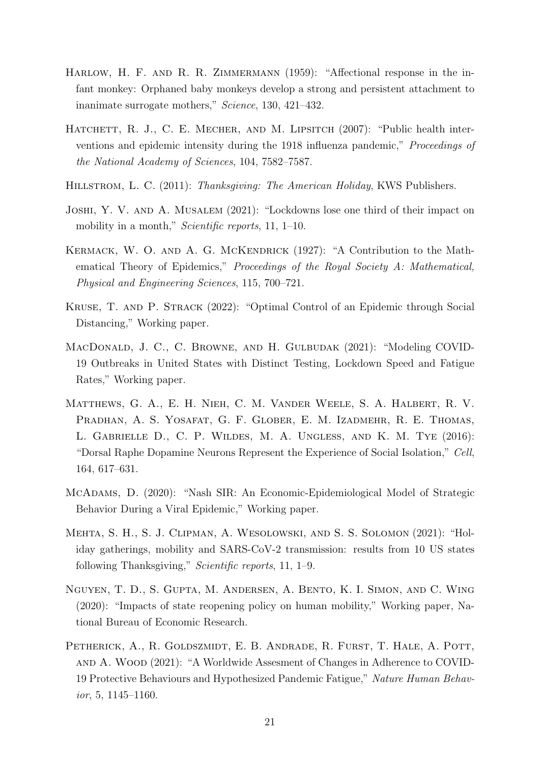Harlow, H. F. and R. R. Zimmermann (1959): "Affectional response in the infant monkey: Orphaned baby monkeys develop a strong and persistent attachment to inanimate surrogate mothers," *Science*, 130, 421–432.

Hatchett, R. J., C. E. Mecher, and M. Lipsitch (2007): "Public health interventions and epidemic intensity during the 1918 influenza pandemic," *Proceedings of the National Academy of Sciences*, 104, 7582–7587.

Hillstrom, L. C. (2011): *Thanksgiving: The American Holiday*, KWS Publishers.

Joshi, Y. V. and A. Musalem (2021): "Lockdowns lose one third of their impact on mobility in a month," *Scientific reports*, 11, 1–10.

Kermack, W. O. and A. G. McKendrick (1927): "A Contribution to the Mathematical Theory of Epidemics," *Proceedings of the Royal Society A: Mathematical, Physical and Engineering Sciences*, 115, 700–721.

Kruse, T. and P. Strack (2022): "Optimal Control of an Epidemic through Social Distancing," Working paper.

MacDonald, J. C., C. Browne, and H. Gulbudak (2021): "Modeling COVID-19 Outbreaks in United States with Distinct Testing, Lockdown Speed and Fatigue Rates," Working paper.

Matthews, G. A., E. H. Nieh, C. M. Vander Weele, S. A. Halbert, R. V. Pradhan, A. S. Yosafat, G. F. Glober, E. M. Izadmehr, R. E. Thomas, L. Gabrielle D., C. P. Wildes, M. A. Ungless, and K. M. Tye (2016): "Dorsal Raphe Dopamine Neurons Represent the Experience of Social Isolation," *Cell*, 164, 617–631.

McAdams, D. (2020): "Nash SIR: An Economic-Epidemiological Model of Strategic Behavior During a Viral Epidemic," Working paper.

Mehta, S. H., S. J. Clipman, A. Wesolowski, and S. S. Solomon (2021): "Holiday gatherings, mobility and SARS-CoV-2 transmission: results from 10 US states following Thanksgiving," *Scientific reports*, 11, 1–9.

Nguyen, T. D., S. Gupta, M. Andersen, A. Bento, K. I. Simon, and C. Wing (2020): "Impacts of state reopening policy on human mobility," Working paper, National Bureau of Economic Research.

Petherick, A., R. Goldszmidt, E. B. Andrade, R. Furst, T. Hale, A. Pott, and A. Wood (2021): "A Worldwide Assesment of Changes in Adherence to COVID-19 Protective Behaviours and Hypothesized Pandemic Fatigue," *Nature Human Behavior*, 5, 1145–1160.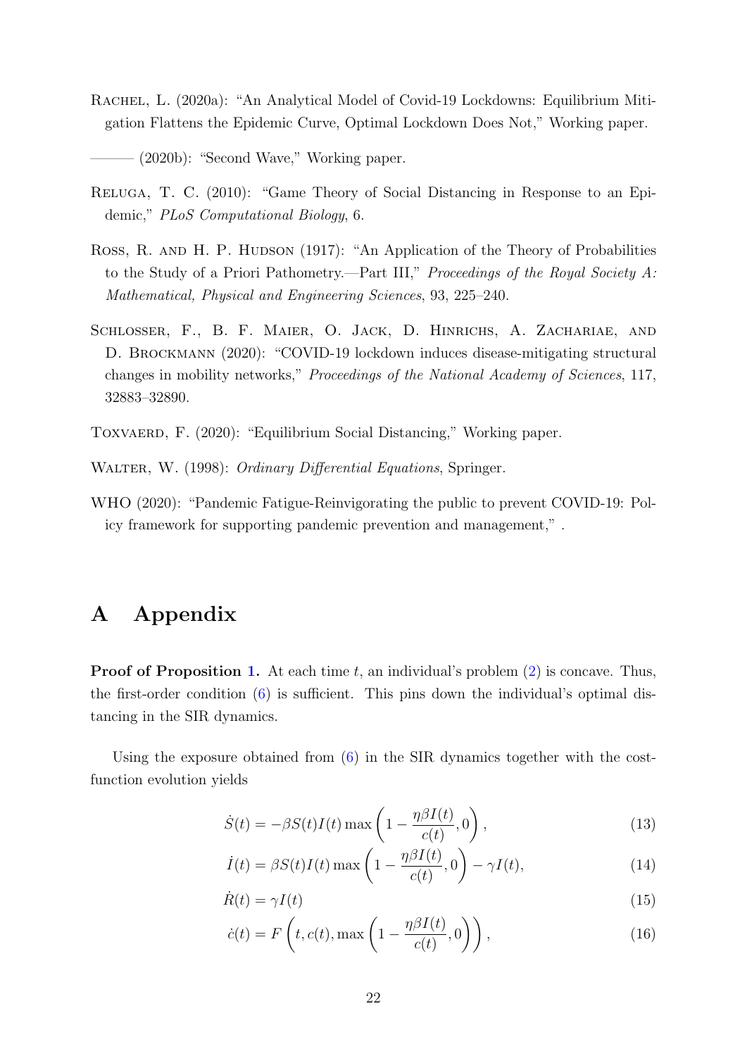Rachel, L. (2020a): "An Analytical Model of Covid-19 Lockdowns: Equilibrium Mitigation Flattens the Epidemic Curve, Optimal Lockdown Does Not," Working paper.

——— (2020b): "Second Wave," Working paper.

Reluga, T. C. (2010): "Game Theory of Social Distancing in Response to an Epidemic," *PLoS Computational Biology*, 6.

Ross, R. and H. P. Hudson (1917): "An Application of the Theory of Probabilities to the Study of a Priori Pathometry.—Part III," *Proceedings of the Royal Society A: Mathematical, Physical and Engineering Sciences*, 93, 225–240.

Schlosser, F., B. F. Maier, O. Jack, D. Hinrichs, A. Zachariae, and D. Brockmann (2020): "COVID-19 lockdown induces disease-mitigating structural changes in mobility networks," *Proceedings of the National Academy of Sciences*, 117, 32883–32890.

Toxvaerd, F. (2020): "Equilibrium Social Distancing," Working paper.

Walter, W. (1998): *Ordinary Differential Equations*, Springer.

WHO (2020): "Pandemic Fatigue-Reinvigorating the public to prevent COVID-19: Policy framework for supporting pandemic prevention and management," .

# A Appendix

**Proof of Proposition 1.** At each time $t$, an individual's problem (2) is concave. Thus, the first-order condition (6) is sufficient. This pins down the individual's optimal distancing in the SIR dynamics.

Using the exposure obtained from (6) in the SIR dynamics together with the cost-function evolution yields

$$\dot{S}(t) = -\beta S(t)I(t)\max\left(1 - \frac{\eta\beta I(t)}{c(t)}, 0\right), \tag{13}$$

$$\dot{I}(t) = \beta S(t)I(t)\max\left(1 - \frac{\eta\beta I(t)}{c(t)}, 0\right) - \gamma I(t), \tag{14}$$

$$\dot{R}(t) = \gamma I(t) \tag{15}$$

$$\dot{c}(t) = F\left(t, c(t), \max\left(1 - \frac{\eta\beta I(t)}{c(t)}, 0\right)\right), \tag{16}$$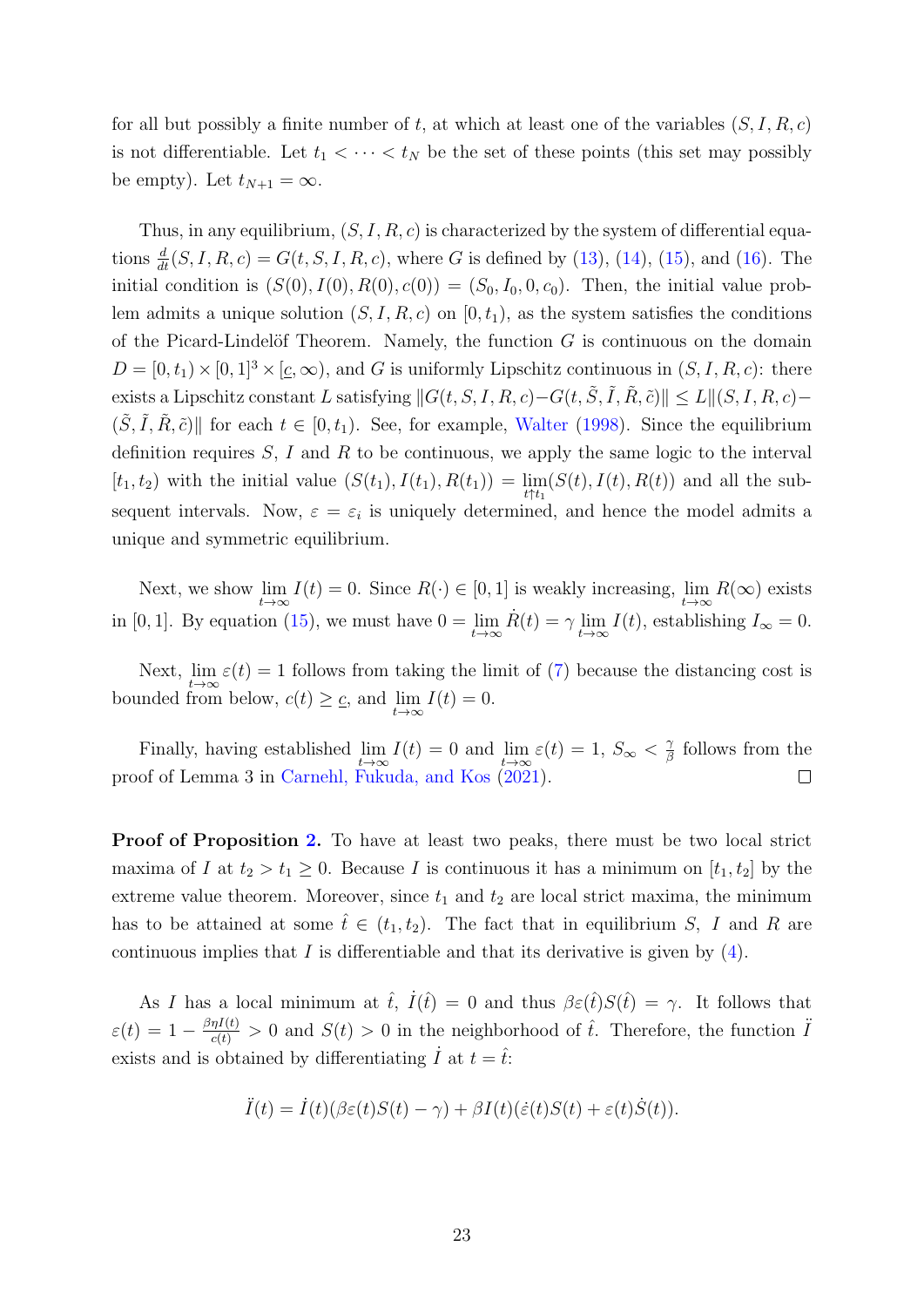for all but possibly a finite number of $t$, at which at least one of the variables $(S, I, R, c)$ is not differentiable. Let $t_1 < \cdots < t_N$ be the set of these points (this set may possibly be empty). Let $t_{N+1} = \infty$.

Thus, in any equilibrium, $(S, I, R, c)$ is characterized by the system of differential equations $\frac{d}{dt}(S, I, R, c) = G(t, S, I, R, c)$, where $G$ is defined by (13), (14), (15), and (16). The initial condition is $(S(0), I(0), R(0), c(0)) = (S_0, I_0, 0, c_0)$. Then, the initial value problem admits a unique solution $(S, I, R, c)$ on $[0, t_1)$, as the system satisfies the conditions of the Picard-Lindelöf Theorem. Namely, the function $G$ is continuous on the domain $D = [0, t_1) \times [0, 1]^3 \times [\underline{c}, \infty)$, and $G$ is uniformly Lipschitz continuous in $(S, I, R, c)$: there exists a Lipschitz constant $L$ satisfying $\|G(t, S, I, R, c) - G(t, \tilde{S}, \tilde{I}, \tilde{R}, \tilde{c})\| \leq L\|(S, I, R, c) - (\tilde{S}, \tilde{I}, \tilde{R}, \tilde{c})\|$ for each $t \in [0, t_1)$. See, for example, Walter (1998). Since the equilibrium definition requires $S$, $I$ and $R$ to be continuous, we apply the same logic to the interval $[t_1, t_2)$ with the initial value $(S(t_1), I(t_1), R(t_1)) = \lim_{t \uparrow t_1}(S(t), I(t), R(t))$ and all the subsequent intervals. Now, $\varepsilon = \varepsilon_i$ is uniquely determined, and hence the model admits a unique and symmetric equilibrium.

Next, we show $\lim_{t\to\infty} I(t) = 0$. Since $R(\cdot) \in [0, 1]$ is weakly increasing, $\lim_{t\to\infty} R(\infty)$ exists in $[0, 1]$. By equation (15), we must have $0 = \lim_{t\to\infty} \dot{R}(t) = \gamma \lim_{t\to\infty} I(t)$, establishing $I_\infty = 0$.

Next, $\lim_{t\to\infty} \varepsilon(t) = 1$ follows from taking the limit of (7) because the distancing cost is bounded from below, $c(t) \geq \underline{c}$, and $\lim_{t\to\infty} I(t) = 0$.

Finally, having established $\lim_{t\to\infty} I(t) = 0$ and $\lim_{t\to\infty} \varepsilon(t) = 1$, $S_\infty < \frac{\gamma}{\beta}$ follows from the proof of Lemma 3 in Carnehl, Fukuda, and Kos (2021). $\square$

**Proof of Proposition 2.** To have at least two peaks, there must be two local strict maxima of $I$ at $t_2 > t_1 \geq 0$. Because $I$ is continuous it has a minimum on $[t_1, t_2]$ by the extreme value theorem. Moreover, since $t_1$ and $t_2$ are local strict maxima, the minimum has to be attained at some $\hat{t} \in (t_1, t_2)$. The fact that in equilibrium $S$, $I$ and $R$ are continuous implies that $I$ is differentiable and that its derivative is given by (4).

As $I$ has a local minimum at $\hat{t}$, $\dot{I}(\hat{t}) = 0$ and thus $\beta\varepsilon(\hat{t})S(\hat{t}) = \gamma$. It follows that $\varepsilon(t) = 1 - \frac{\beta\eta I(t)}{c(t)} > 0$ and $S(t) > 0$ in the neighborhood of $\hat{t}$. Therefore, the function $\ddot{I}$ exists and is obtained by differentiating $\dot{I}$ at $t = \hat{t}$:

$$\ddot{I}(t) = \dot{I}(t)(\beta\varepsilon(t)S(t) - \gamma) + \beta I(t)(\dot{\varepsilon}(t)S(t) + \varepsilon(t)\dot{S}(t)).$$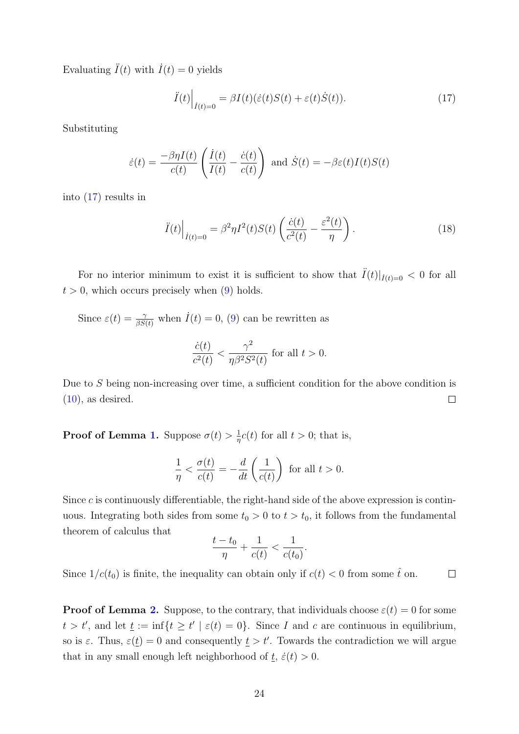Evaluating $\ddot{I}(t)$ with $\dot{I}(t) = 0$ yields

$$\ddot{I}(t)\Big|_{\dot{I}(t)=0} = \beta I(t)(\dot{\varepsilon}(t)S(t) + \varepsilon(t)\dot{S}(t)). \tag{17}$$

Substituting

$$\dot{\varepsilon}(t) = \frac{-\beta\eta I(t)}{c(t)}\left(\frac{\dot{I}(t)}{I(t)} - \frac{\dot{c}(t)}{c(t)}\right) \text{ and } \dot{S}(t) = -\beta\varepsilon(t)I(t)S(t)$$

into (17) results in

$$\ddot{I}(t)\Big|_{\dot{I}(t)=0} = \beta^2\eta I^2(t)S(t)\left(\frac{\dot{c}(t)}{c^2(t)} - \frac{\varepsilon^2(t)}{\eta}\right). \tag{18}$$

For no interior minimum to exist it is sufficient to show that $\ddot{I}(t)|_{\dot{I}(t)=0} < 0$ for all $t > 0$, which occurs precisely when (9) holds.

Since $\varepsilon(t) = \frac{\gamma}{\beta S(t)}$ when $\dot{I}(t) = 0$, (9) can be rewritten as

$$\frac{\dot{c}(t)}{c^2(t)} < \frac{\gamma^2}{\eta\beta^2 S^2(t)} \text{ for all } t > 0.$$

Due to $S$ being non-increasing over time, a sufficient condition for the above condition is (10), as desired. □

**Proof of Lemma 1.** Suppose $\sigma(t) > \frac{1}{\eta}c(t)$ for all $t > 0$; that is,

$$\frac{1}{\eta} < \frac{\sigma(t)}{c(t)} = -\frac{d}{dt}\left(\frac{1}{c(t)}\right) \text{ for all } t > 0.$$

Since $c$ is continuously differentiable, the right-hand side of the above expression is continuous. Integrating both sides from some $t_0 > 0$ to $t > t_0$, it follows from the fundamental theorem of calculus that

$$\frac{t - t_0}{\eta} + \frac{1}{c(t)} < \frac{1}{c(t_0)}.$$

Since $1/c(t_0)$ is finite, the inequality can obtain only if $c(t) < 0$ from some $\hat{t}$ on. □

**Proof of Lemma 2.** Suppose, to the contrary, that individuals choose $\varepsilon(t) = 0$ for some $t > t'$, and let $\underline{t} := \inf\{t \geq t' \mid \varepsilon(t) = 0\}$. Since $I$ and $c$ are continuous in equilibrium, so is $\varepsilon$. Thus, $\varepsilon(\underline{t}) = 0$ and consequently $\underline{t} > t'$. Towards the contradiction we will argue that in any small enough left neighborhood of $\underline{t}$, $\dot{\varepsilon}(t) > 0$.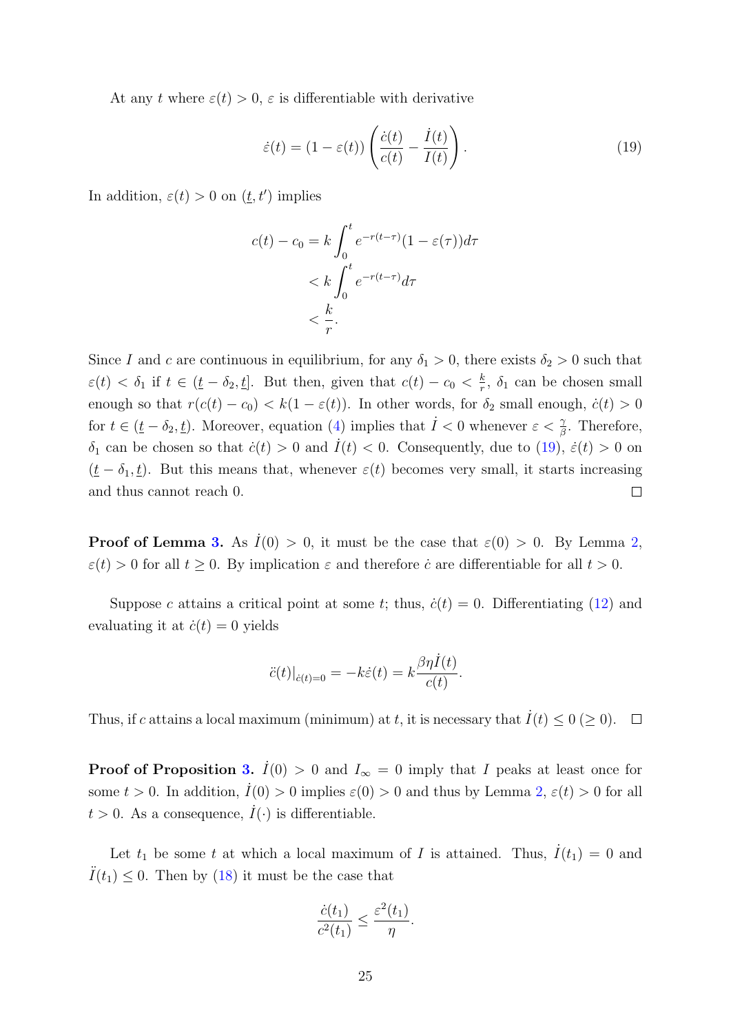At any $t$ where $\varepsilon(t) > 0$, $\varepsilon$ is differentiable with derivative

$$\dot{\varepsilon}(t) = (1 - \varepsilon(t)) \left( \frac{\dot{c}(t)}{c(t)} - \frac{\dot{I}(t)}{I(t)} \right). \tag{19}$$

In addition, $\varepsilon(t) > 0$ on $(\underline{t}, t')$ implies

$$\begin{aligned} c(t) - c_0 &= k \int_0^t e^{-r(t-\tau)} (1 - \varepsilon(\tau)) d\tau \\ &< k \int_0^t e^{-r(t-\tau)} d\tau \\ &< \frac{k}{r}. \end{aligned}$$

Since $I$ and $c$ are continuous in equilibrium, for any $\delta_1 > 0$, there exists $\delta_2 > 0$ such that $\varepsilon(t) < \delta_1$ if $t \in (\underline{t} - \delta_2, \underline{t}]$. But then, given that $c(t) - c_0 < \frac{k}{r}$, $\delta_1$ can be chosen small enough so that $r(c(t) - c_0) < k(1 - \varepsilon(t))$. In other words, for $\delta_2$ small enough, $\dot{c}(t) > 0$ for $t \in (\underline{t} - \delta_2, \underline{t})$. Moreover, equation (4) implies that $\dot{I} < 0$ whenever $\varepsilon < \frac{\gamma}{\beta}$. Therefore, $\delta_1$ can be chosen so that $\dot{c}(t) > 0$ and $\dot{I}(t) < 0$. Consequently, due to (19), $\dot{\varepsilon}(t) > 0$ on $(\underline{t} - \delta_1, \underline{t})$. But this means that, whenever $\varepsilon(t)$ becomes very small, it starts increasing and thus cannot reach 0. $\square$

**Proof of Lemma 3.** As $\dot{I}(0) > 0$, it must be the case that $\varepsilon(0) > 0$. By Lemma 2, $\varepsilon(t) > 0$ for all $t \geq 0$. By implication $\varepsilon$ and therefore $\dot{c}$ are differentiable for all $t > 0$.

Suppose $c$ attains a critical point at some $t$; thus, $\dot{c}(t) = 0$. Differentiating (12) and evaluating it at $\dot{c}(t) = 0$ yields

$$\ddot{c}(t)|_{\dot{c}(t)=0} = -k\dot{\varepsilon}(t) = k \frac{\beta \eta \dot{I}(t)}{c(t)}.$$

Thus, if $c$ attains a local maximum (minimum) at $t$, it is necessary that $\dot{I}(t) \leq 0$ ($\geq 0$). $\square$

**Proof of Proposition 3.** $\dot{I}(0) > 0$ and $I_\infty = 0$ imply that $I$ peaks at least once for some $t > 0$. In addition, $\dot{I}(0) > 0$ implies $\varepsilon(0) > 0$ and thus by Lemma 2, $\varepsilon(t) > 0$ for all $t > 0$. As a consequence, $\dot{I}(\cdot)$ is differentiable.

Let $t_1$ be some $t$ at which a local maximum of $I$ is attained. Thus, $\dot{I}(t_1) = 0$ and $\ddot{I}(t_1) \leq 0$. Then by (18) it must be the case that

$$\frac{\dot{c}(t_1)}{c^2(t_1)} \leq \frac{\varepsilon^2(t_1)}{\eta}.$$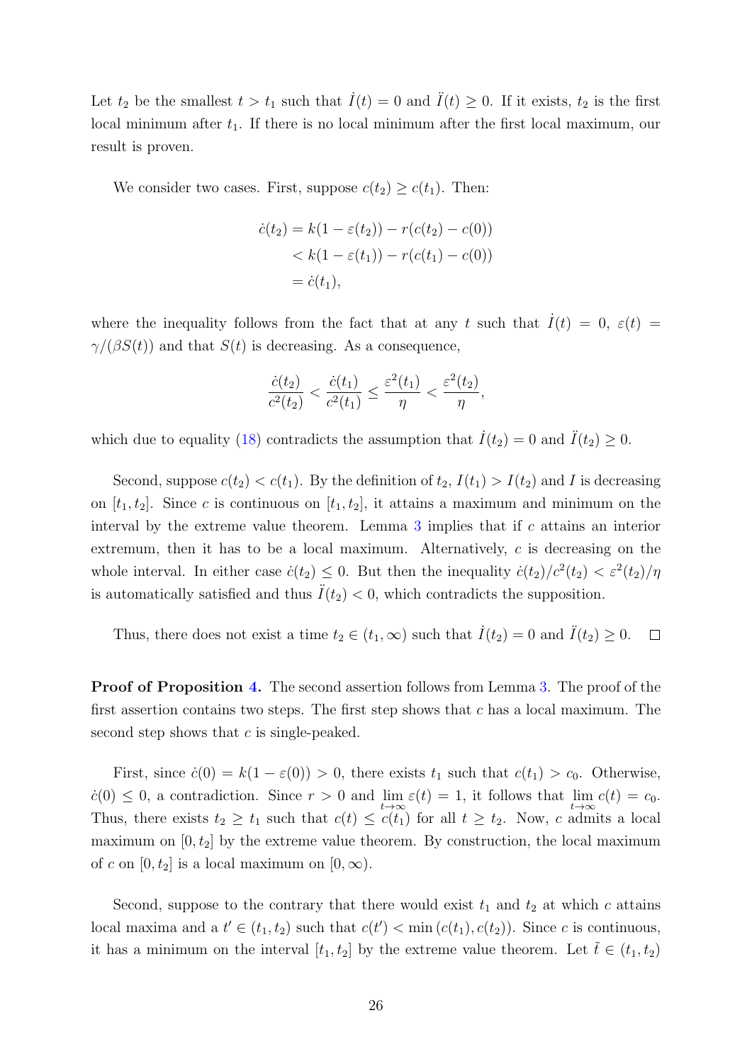Let $t_2$ be the smallest $t > t_1$ such that $\dot{I}(t) = 0$ and $\ddot{I}(t) \geq 0$. If it exists, $t_2$ is the first local minimum after $t_1$. If there is no local minimum after the first local maximum, our result is proven.

We consider two cases. First, suppose $c(t_2) \geq c(t_1)$. Then:

$$
\begin{aligned}
\dot{c}(t_2) &= k(1 - \varepsilon(t_2)) - r(c(t_2) - c(0)) \\
&< k(1 - \varepsilon(t_1)) - r(c(t_1) - c(0)) \\
&= \dot{c}(t_1),
\end{aligned}
$$

where the inequality follows from the fact that at any $t$ such that $\dot{I}(t) = 0$, $\varepsilon(t) = \gamma/(\beta S(t))$ and that $S(t)$ is decreasing. As a consequence,

$$
\frac{\dot{c}(t_2)}{c^2(t_2)} < \frac{\dot{c}(t_1)}{c^2(t_1)} \leq \frac{\varepsilon^2(t_1)}{\eta} < \frac{\varepsilon^2(t_2)}{\eta},
$$

which due to equality (18) contradicts the assumption that $\dot{I}(t_2) = 0$ and $\ddot{I}(t_2) \geq 0$.

Second, suppose $c(t_2) < c(t_1)$. By the definition of $t_2$, $I(t_1) > I(t_2)$ and $I$ is decreasing on $[t_1, t_2]$. Since $c$ is continuous on $[t_1, t_2]$, it attains a maximum and minimum on the interval by the extreme value theorem. Lemma 3 implies that if $c$ attains an interior extremum, then it has to be a local maximum. Alternatively, $c$ is decreasing on the whole interval. In either case $\dot{c}(t_2) \leq 0$. But then the inequality $\dot{c}(t_2)/c^2(t_2) < \varepsilon^2(t_2)/\eta$ is automatically satisfied and thus $\ddot{I}(t_2) < 0$, which contradicts the supposition.

Thus, there does not exist a time $t_2 \in (t_1, \infty)$ such that $\dot{I}(t_2) = 0$ and $\ddot{I}(t_2) \geq 0$. $\square$

**Proof of Proposition 4.** The second assertion follows from Lemma 3. The proof of the first assertion contains two steps. The first step shows that $c$ has a local maximum. The second step shows that $c$ is single-peaked.

First, since $\dot{c}(0) = k(1 - \varepsilon(0)) > 0$, there exists $t_1$ such that $c(t_1) > c_0$. Otherwise, $\dot{c}(0) \leq 0$, a contradiction. Since $r > 0$ and $\lim_{t\to\infty} \varepsilon(t) = 1$, it follows that $\lim_{t\to\infty} c(t) = c_0$. Thus, there exists $t_2 \geq t_1$ such that $c(t) \leq c(t_1)$ for all $t \geq t_2$. Now, $c$ admits a local maximum on $[0, t_2]$ by the extreme value theorem. By construction, the local maximum of $c$ on $[0, t_2]$ is a local maximum on $[0, \infty)$.

Second, suppose to the contrary that there would exist $t_1$ and $t_2$ at which $c$ attains local maxima and a $t' \in (t_1, t_2)$ such that $c(t') < \min(c(t_1), c(t_2))$. Since $c$ is continuous, it has a minimum on the interval $[t_1, t_2]$ by the extreme value theorem. Let $\tilde{t} \in (t_1, t_2)$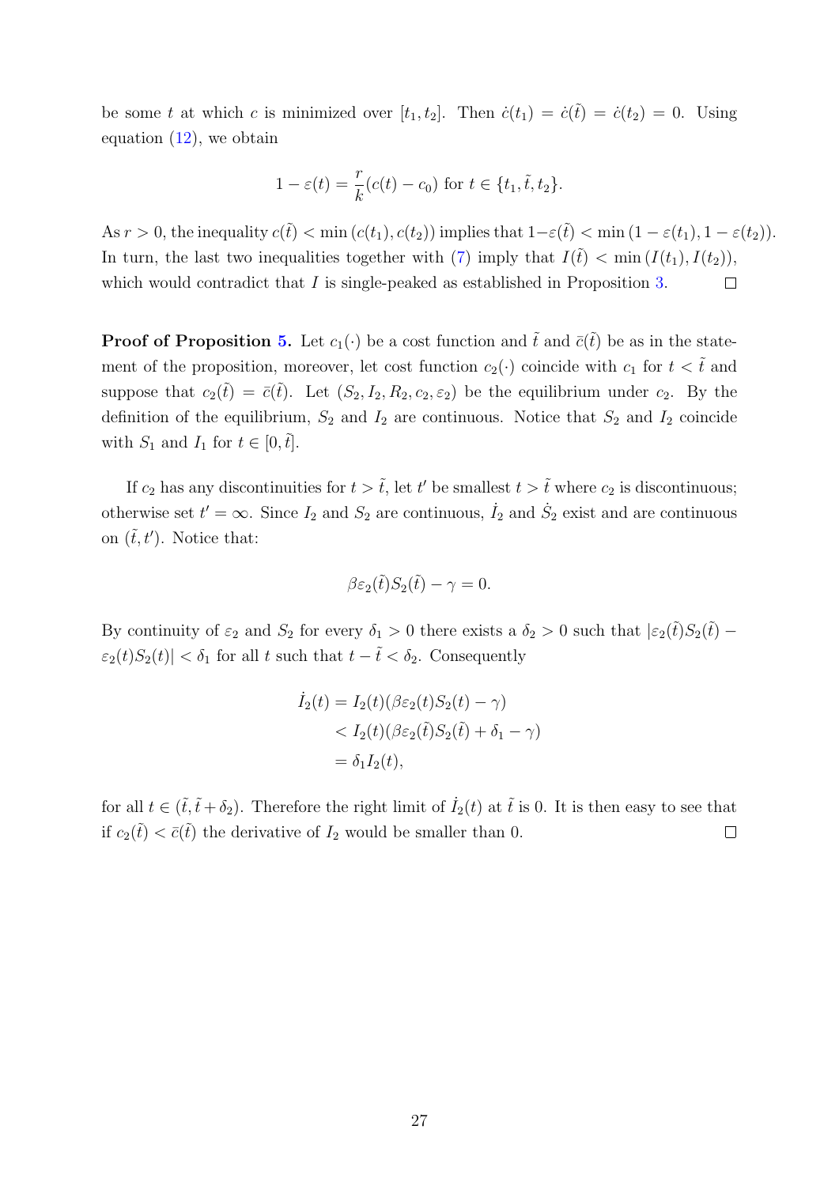be some $t$ at which $c$ is minimized over $[t_1, t_2]$. Then $\dot{c}(t_1) = \dot{c}(\tilde{t}) = \dot{c}(t_2) = 0$. Using equation (12), we obtain

$$1 - \varepsilon(t) = \frac{r}{k}(c(t) - c_0) \text{ for } t \in \{t_1, \tilde{t}, t_2\}.$$

As $r > 0$, the inequality $c(\tilde{t}) < \min(c(t_1), c(t_2))$ implies that $1 - \varepsilon(\tilde{t}) < \min(1 - \varepsilon(t_1), 1 - \varepsilon(t_2))$. In turn, the last two inequalities together with (7) imply that $I(\tilde{t}) < \min(I(t_1), I(t_2))$, which would contradict that $I$ is single-peaked as established in Proposition 3. $\square$

**Proof of Proposition 5.** Let $c_1(\cdot)$ be a cost function and $\tilde{t}$ and $\bar{c}(\tilde{t})$ be as in the statement of the proposition, moreover, let cost function $c_2(\cdot)$ coincide with $c_1$ for $t < \tilde{t}$ and suppose that $c_2(\tilde{t}) = \bar{c}(\tilde{t})$. Let $(S_2, I_2, R_2, c_2, \varepsilon_2)$ be the equilibrium under $c_2$. By the definition of the equilibrium, $S_2$ and $I_2$ are continuous. Notice that $S_2$ and $I_2$ coincide with $S_1$ and $I_1$ for $t \in [0, \tilde{t}]$.

If $c_2$ has any discontinuities for $t > \tilde{t}$, let $t'$ be smallest $t > \tilde{t}$ where $c_2$ is discontinuous; otherwise set $t' = \infty$. Since $I_2$ and $S_2$ are continuous, $\dot{I}_2$ and $\dot{S}_2$ exist and are continuous on $(\tilde{t}, t')$. Notice that:

$$\beta \varepsilon_2(\tilde{t}) S_2(\tilde{t}) - \gamma = 0.$$

By continuity of $\varepsilon_2$ and $S_2$ for every $\delta_1 > 0$ there exists a $\delta_2 > 0$ such that $|\varepsilon_2(\tilde{t}) S_2(\tilde{t}) - \varepsilon_2(t) S_2(t)| < \delta_1$ for all $t$ such that $t - \tilde{t} < \delta_2$. Consequently

$$\begin{aligned}
\dot{I}_2(t) &= I_2(t)(\beta \varepsilon_2(t) S_2(t) - \gamma) \\
&< I_2(t)(\beta \varepsilon_2(\tilde{t}) S_2(\tilde{t}) + \delta_1 - \gamma) \\
&= \delta_1 I_2(t),
\end{aligned}$$

for all $t \in (\tilde{t}, \tilde{t} + \delta_2)$. Therefore the right limit of $\dot{I}_2(t)$ at $\tilde{t}$ is 0. It is then easy to see that if $c_2(\tilde{t}) < \bar{c}(\tilde{t})$ the derivative of $I_2$ would be smaller than 0. $\square$